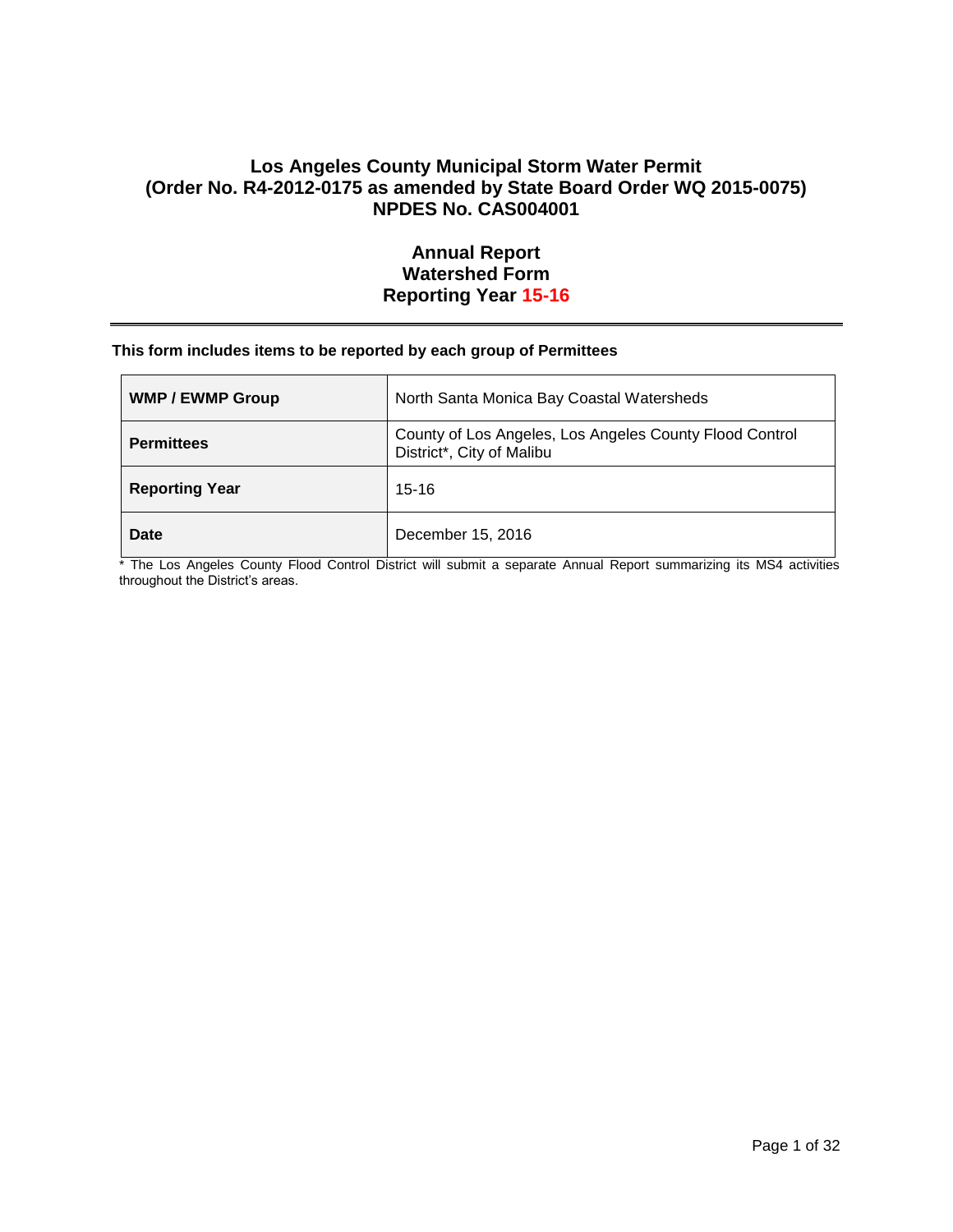# Los Angeles County Municipal Storm Water Permit (Order No. R4-2012-0175 as amended by State Board Order WQ 2015-0075) NPDES No. CAS004001

## Annual Report
## Watershed Form
## Reporting Year 15-16

---

**This form includes items to be reported by each group of Permittees**

| **WMP / EWMP Group** | North Santa Monica Bay Coastal Watersheds |
|---|---|
| **Permittees** | County of Los Angeles, Los Angeles County Flood Control District*, City of Malibu |
| **Reporting Year** | 15-16 |
| **Date** | December 15, 2016 |

* The Los Angeles County Flood Control District will submit a separate Annual Report summarizing its MS4 activities throughout the District's areas.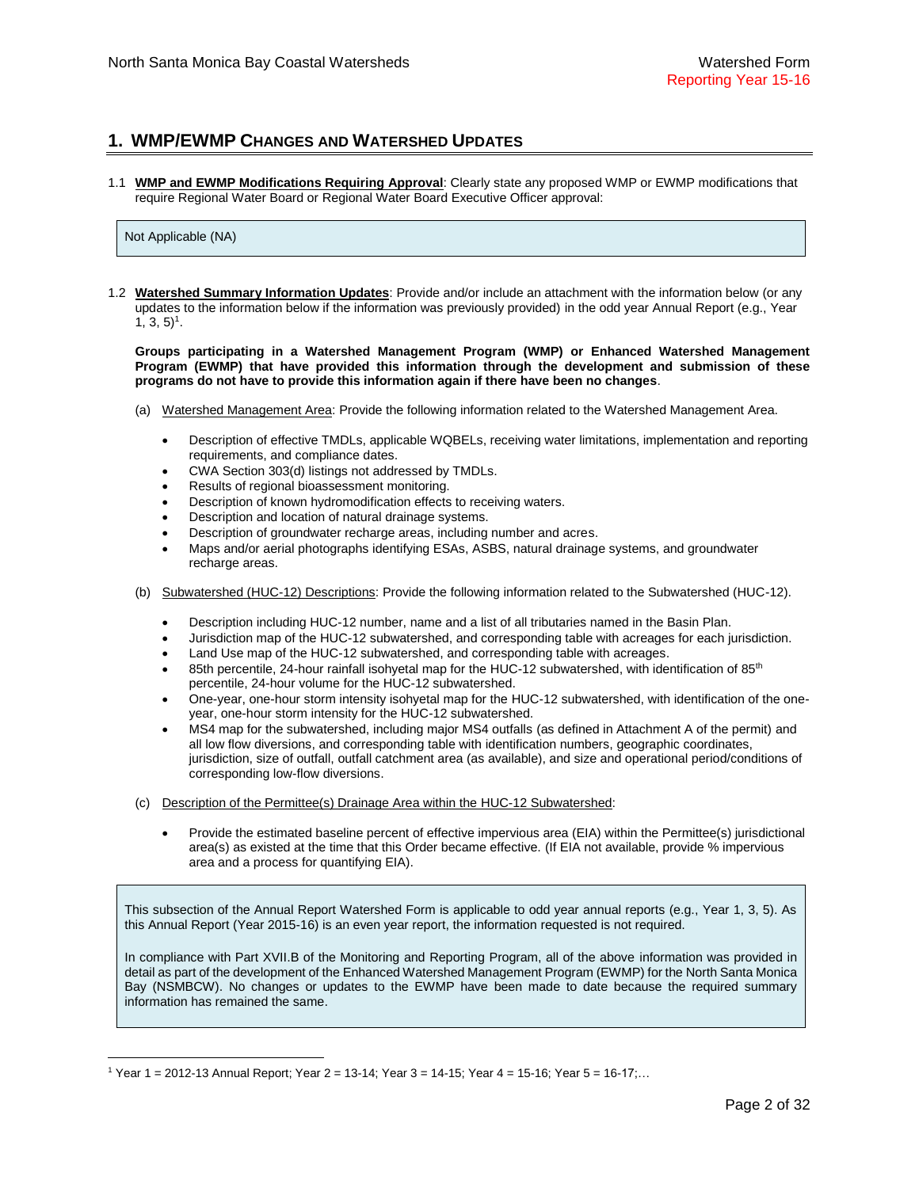# 1. WMP/EWMP CHANGES AND WATERSHED UPDATES

1.1 **WMP and EWMP Modifications Requiring Approval**: Clearly state any proposed WMP or EWMP modifications that require Regional Water Board or Regional Water Board Executive Officer approval:

> Not Applicable (NA)

1.2 **Watershed Summary Information Updates**: Provide and/or include an attachment with the information below (or any updates to the information below if the information was previously provided) in the odd year Annual Report (e.g., Year 1, 3, 5)[1].

**Groups participating in a Watershed Management Program (WMP) or Enhanced Watershed Management Program (EWMP) that have provided this information through the development and submission of these programs do not have to provide this information again if there have been no changes**.

(a) Watershed Management Area: Provide the following information related to the Watershed Management Area.

- Description of effective TMDLs, applicable WQBELs, receiving water limitations, implementation and reporting requirements, and compliance dates.
- CWA Section 303(d) listings not addressed by TMDLs.
- Results of regional bioassessment monitoring.
- Description of known hydromodification effects to receiving waters.
- Description and location of natural drainage systems.
- Description of groundwater recharge areas, including number and acres.
- Maps and/or aerial photographs identifying ESAs, ASBS, natural drainage systems, and groundwater recharge areas.

(b) Subwatershed (HUC-12) Descriptions: Provide the following information related to the Subwatershed (HUC-12).

- Description including HUC-12 number, name and a list of all tributaries named in the Basin Plan.
- Jurisdiction map of the HUC-12 subwatershed, and corresponding table with acreages for each jurisdiction.
- Land Use map of the HUC-12 subwatershed, and corresponding table with acreages.
- 85th percentile, 24-hour rainfall isohyetal map for the HUC-12 subwatershed, with identification of 85$^{th}$ percentile, 24-hour volume for the HUC-12 subwatershed.
- One-year, one-hour storm intensity isohyetal map for the HUC-12 subwatershed, with identification of the one-year, one-hour storm intensity for the HUC-12 subwatershed.
- MS4 map for the subwatershed, including major MS4 outfalls (as defined in Attachment A of the permit) and all low flow diversions, and corresponding table with identification numbers, geographic coordinates, jurisdiction, size of outfall, outfall catchment area (as available), and size and operational period/conditions of corresponding low-flow diversions.

(c) Description of the Permittee(s) Drainage Area within the HUC-12 Subwatershed:

- Provide the estimated baseline percent of effective impervious area (EIA) within the Permittee(s) jurisdictional area(s) as existed at the time that this Order became effective. (If EIA not available, provide % impervious area and a process for quantifying EIA).

> This subsection of the Annual Report Watershed Form is applicable to odd year annual reports (e.g., Year 1, 3, 5). As this Annual Report (Year 2015-16) is an even year report, the information requested is not required.
>
> In compliance with Part XVII.B of the Monitoring and Reporting Program, all of the above information was provided in detail as part of the development of the Enhanced Watershed Management Program (EWMP) for the North Santa Monica Bay (NSMBCW). No changes or updates to the EWMP have been made to date because the required summary information has remained the same.

---

[1] Year 1 = 2012-13 Annual Report; Year 2 = 13-14; Year 3 = 14-15; Year 4 = 15-16; Year 5 = 16-17;…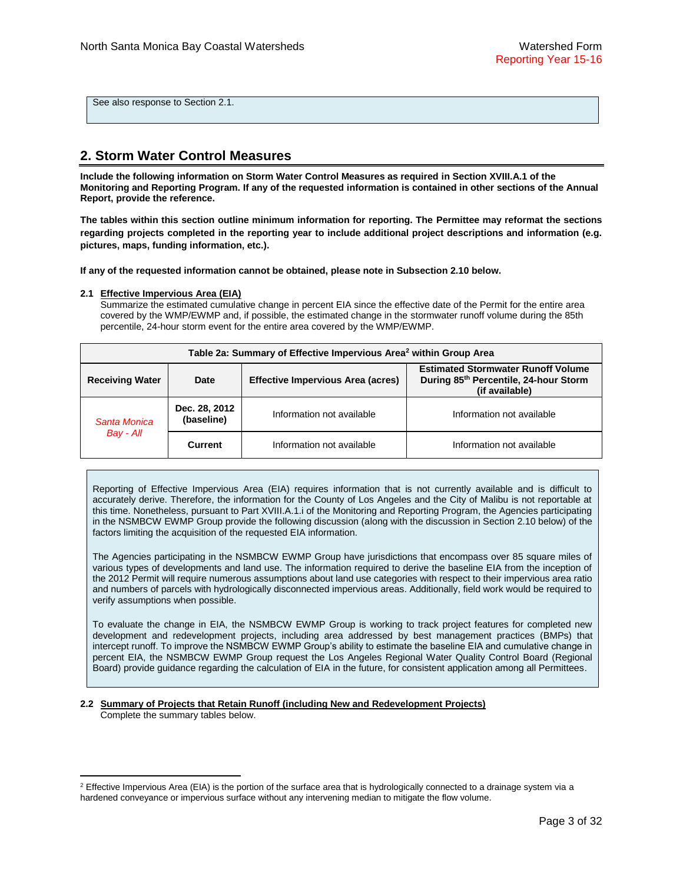See also response to Section 2.1.

## 2. Storm Water Control Measures

**Include the following information on Storm Water Control Measures as required in Section XVIII.A.1 of the Monitoring and Reporting Program. If any of the requested information is contained in other sections of the Annual Report, provide the reference.**

**The tables within this section outline minimum information for reporting. The Permittee may reformat the sections regarding projects completed in the reporting year to include additional project descriptions and information (e.g. pictures, maps, funding information, etc.).**

**If any of the requested information cannot be obtained, please note in Subsection 2.10 below.**

**2.1 Effective Impervious Area (EIA)**

Summarize the estimated cumulative change in percent EIA since the effective date of the Permit for the entire area covered by the WMP/EWMP and, if possible, the estimated change in the stormwater runoff volume during the 85th percentile, 24-hour storm event for the entire area covered by the WMP/EWMP.

**Table 2a: Summary of Effective Impervious Area[2] within Group Area**

| Receiving Water | Date | Effective Impervious Area (acres) | Estimated Stormwater Runoff Volume During 85th Percentile, 24-hour Storm (if available) |
|---|---|---|---|
| *Santa Monica Bay - All* | Dec. 28, 2012 (baseline) | Information not available | Information not available |
| | Current | Information not available | Information not available |

Reporting of Effective Impervious Area (EIA) requires information that is not currently available and is difficult to accurately derive. Therefore, the information for the County of Los Angeles and the City of Malibu is not reportable at this time. Nonetheless, pursuant to Part XVIII.A.1.i of the Monitoring and Reporting Program, the Agencies participating in the NSMBCW EWMP Group provide the following discussion (along with the discussion in Section 2.10 below) of the factors limiting the acquisition of the requested EIA information.

The Agencies participating in the NSMBCW EWMP Group have jurisdictions that encompass over 85 square miles of various types of developments and land use. The information required to derive the baseline EIA from the inception of the 2012 Permit will require numerous assumptions about land use categories with respect to their impervious area ratio and numbers of parcels with hydrologically disconnected impervious areas. Additionally, field work would be required to verify assumptions when possible.

To evaluate the change in EIA, the NSMBCW EWMP Group is working to track project features for completed new development and redevelopment projects, including area addressed by best management practices (BMPs) that intercept runoff. To improve the NSMBCW EWMP Group's ability to estimate the baseline EIA and cumulative change in percent EIA, the NSMBCW EWMP Group request the Los Angeles Regional Water Quality Control Board (Regional Board) provide guidance regarding the calculation of EIA in the future, for consistent application among all Permittees.

**2.2 Summary of Projects that Retain Runoff (including New and Redevelopment Projects)**

Complete the summary tables below.

[2] Effective Impervious Area (EIA) is the portion of the surface area that is hydrologically connected to a drainage system via a hardened conveyance or impervious surface without any intervening median to mitigate the flow volume.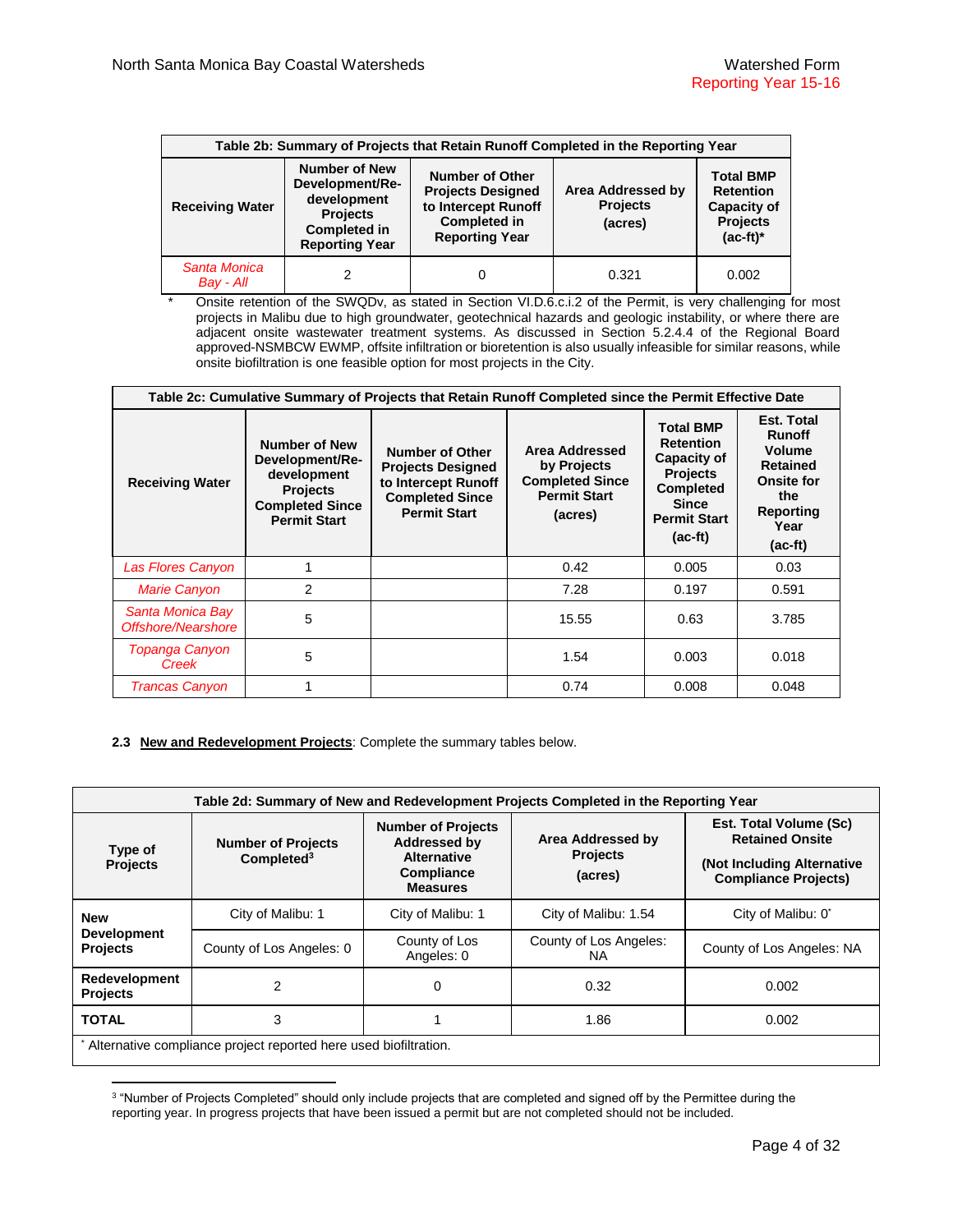| Table 2b: Summary of Projects that Retain Runoff Completed in the Reporting Year | | | | |
|---|---|---|---|---|
| Receiving Water | Number of New Development/Re-development Projects Completed in Reporting Year | Number of Other Projects Designed to Intercept Runoff Completed in Reporting Year | Area Addressed by Projects (acres) | Total BMP Retention Capacity of Projects (ac-ft)* |
| Santa Monica Bay - All | 2 | 0 | 0.321 | 0.002 |

\* Onsite retention of the SWQDv, as stated in Section VI.D.6.c.i.2 of the Permit, is very challenging for most projects in Malibu due to high groundwater, geotechnical hazards and geologic instability, or where there are adjacent onsite wastewater treatment systems. As discussed in Section 5.2.4.4 of the Regional Board approved-NSMBCW EWMP, offsite infiltration or bioretention is also usually infeasible for similar reasons, while onsite biofiltration is one feasible option for most projects in the City.

| Table 2c: Cumulative Summary of Projects that Retain Runoff Completed since the Permit Effective Date | | | | | |
|---|---|---|---|---|---|
| Receiving Water | Number of New Development/Re-development Projects Completed Since Permit Start | Number of Other Projects Designed to Intercept Runoff Completed Since Permit Start | Area Addressed by Projects Completed Since Permit Start (acres) | Total BMP Retention Capacity of Projects Completed Since Permit Start (ac-ft) | Est. Total Runoff Volume Retained Onsite for the Reporting Year (ac-ft) |
| Las Flores Canyon | 1 | | 0.42 | 0.005 | 0.03 |
| Marie Canyon | 2 | | 7.28 | 0.197 | 0.591 |
| Santa Monica Bay Offshore/Nearshore | 5 | | 15.55 | 0.63 | 3.785 |
| Topanga Canyon Creek | 5 | | 1.54 | 0.003 | 0.018 |
| Trancas Canyon | 1 | | 0.74 | 0.008 | 0.048 |

**2.3 New and Redevelopment Projects**: Complete the summary tables below.

| Table 2d: Summary of New and Redevelopment Projects Completed in the Reporting Year | | | | |
|---|---|---|---|---|
| Type of Projects | Number of Projects Completed[3] | Number of Projects Addressed by Alternative Compliance Measures | Area Addressed by Projects (acres) | Est. Total Volume (Sc) Retained Onsite (Not Including Alternative Compliance Projects) |
| New Development Projects | City of Malibu: 1 | City of Malibu: 1 | City of Malibu: 1.54 | City of Malibu: 0* |
| | County of Los Angeles: 0 | County of Los Angeles: 0 | County of Los Angeles: NA | County of Los Angeles: NA |
| Redevelopment Projects | 2 | 0 | 0.32 | 0.002 |
| TOTAL | 3 | 1 | 1.86 | 0.002 |

\* Alternative compliance project reported here used biofiltration.

[3] "Number of Projects Completed" should only include projects that are completed and signed off by the Permittee during the reporting year. In progress projects that have been issued a permit but are not completed should not be included.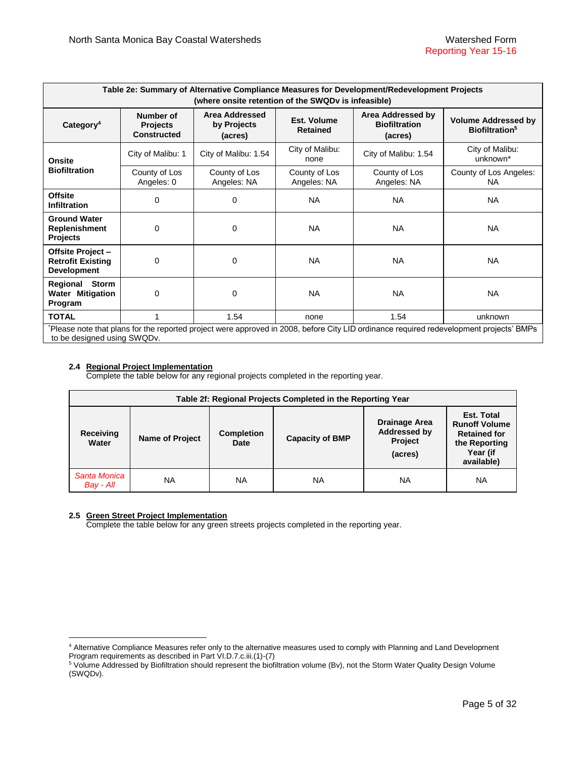| Table 2e: Summary of Alternative Compliance Measures for Development/Redevelopment Projects (where onsite retention of the SWQDv is infeasible) | | | | | |
|---|---|---|---|---|---|
| Category[4] | Number of Projects Constructed | Area Addressed by Projects (acres) | Est. Volume Retained | Area Addressed by Biofiltration (acres) | Volume Addressed by Biofiltration[5] |
| **Onsite Biofiltration** | City of Malibu: 1 | City of Malibu: 1.54 | City of Malibu: none | City of Malibu: 1.54 | City of Malibu: unknown* |
| | County of Los Angeles: 0 | County of Los Angeles: NA | County of Los Angeles: NA | County of Los Angeles: NA | County of Los Angeles: NA |
| **Offsite Infiltration** | 0 | 0 | NA | NA | NA |
| **Ground Water Replenishment Projects** | 0 | 0 | NA | NA | NA |
| **Offsite Project – Retrofit Existing Development** | 0 | 0 | NA | NA | NA |
| **Regional Storm Water Mitigation Program** | 0 | 0 | NA | NA | NA |
| **TOTAL** | 1 | 1.54 | none | 1.54 | unknown |

*Please note that plans for the reported project were approved in 2008, before City LID ordinance required redevelopment projects' BMPs to be designed using SWQDv.

**2.4 Regional Project Implementation**

Complete the table below for any regional projects completed in the reporting year.

| Table 2f: Regional Projects Completed in the Reporting Year | | | | | |
|---|---|---|---|---|---|
| Receiving Water | Name of Project | Completion Date | Capacity of BMP | Drainage Area Addressed by Project (acres) | Est. Total Runoff Volume Retained for the Reporting Year (if available) |
| *Santa Monica Bay - All* | NA | NA | NA | NA | NA |

**2.5 Green Street Project Implementation**

Complete the table below for any green streets projects completed in the reporting year.

[4] Alternative Compliance Measures refer only to the alternative measures used to comply with Planning and Land Development Program requirements as described in Part VI.D.7.c.iii.(1)-(7)

[5] Volume Addressed by Biofiltration should represent the biofiltration volume (Bv), not the Storm Water Quality Design Volume (SWQDv).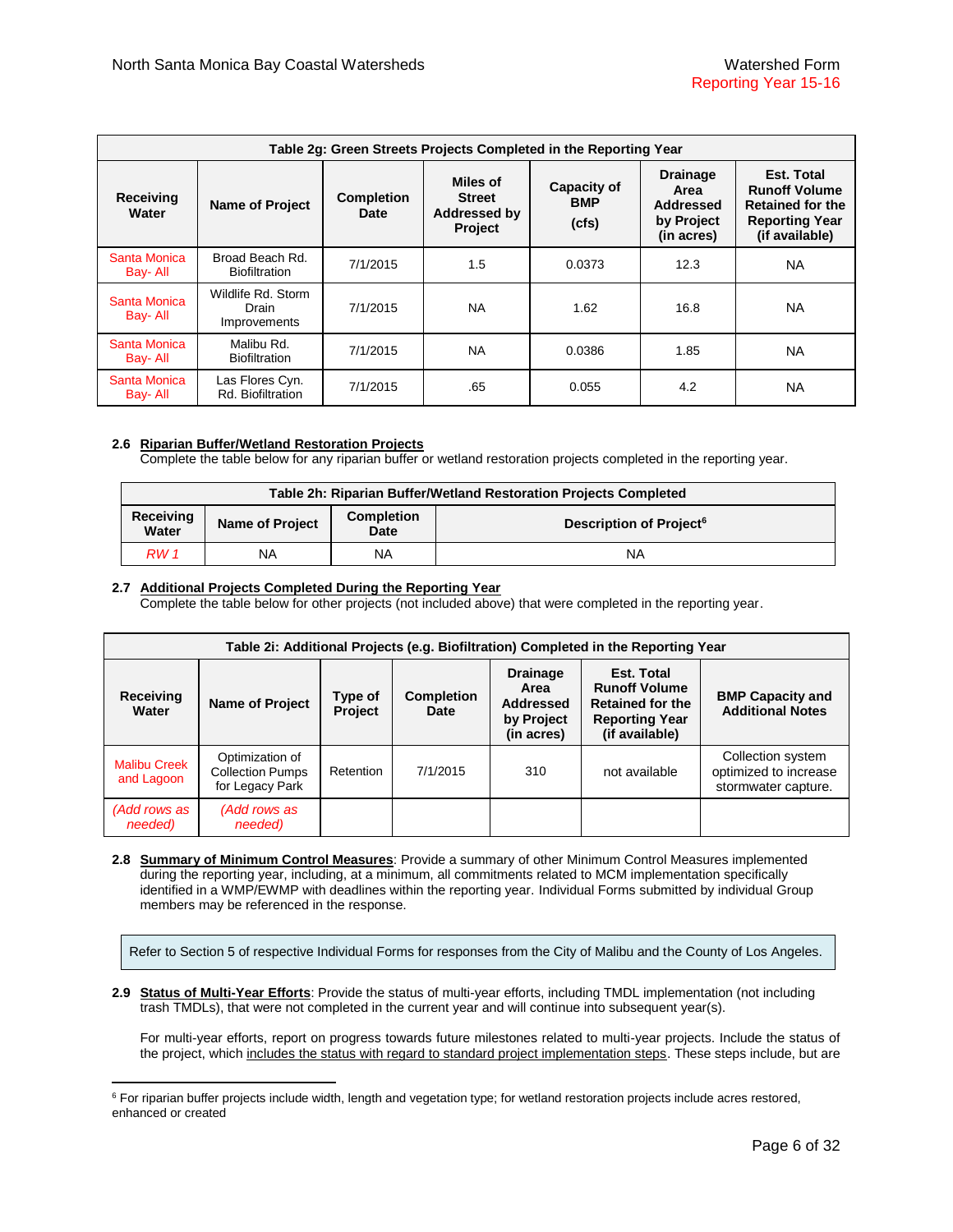| Table 2g: Green Streets Projects Completed in the Reporting Year | | | | | | |
|---|---|---|---|---|---|---|
| **Receiving Water** | **Name of Project** | **Completion Date** | **Miles of Street Addressed by Project** | **Capacity of BMP (cfs)** | **Drainage Area Addressed by Project (in acres)** | **Est. Total Runoff Volume Retained for the Reporting Year (if available)** |
| Santa Monica Bay- All | Broad Beach Rd. Biofiltration | 7/1/2015 | 1.5 | 0.0373 | 12.3 | NA |
| Santa Monica Bay- All | Wildlife Rd. Storm Drain Improvements | 7/1/2015 | NA | 1.62 | 16.8 | NA |
| Santa Monica Bay- All | Malibu Rd. Biofiltration | 7/1/2015 | NA | 0.0386 | 1.85 | NA |
| Santa Monica Bay- All | Las Flores Cyn. Rd. Biofiltration | 7/1/2015 | .65 | 0.055 | 4.2 | NA |

**2.6 Riparian Buffer/Wetland Restoration Projects**

Complete the table below for any riparian buffer or wetland restoration projects completed in the reporting year.

| Table 2h: Riparian Buffer/Wetland Restoration Projects Completed | | | |
|---|---|---|---|
| **Receiving Water** | **Name of Project** | **Completion Date** | **Description of Project[6]** |
| *RW 1* | NA | NA | NA |

**2.7 Additional Projects Completed During the Reporting Year**

Complete the table below for other projects (not included above) that were completed in the reporting year.

| Table 2i: Additional Projects (e.g. Biofiltration) Completed in the Reporting Year | | | | | | |
|---|---|---|---|---|---|---|
| **Receiving Water** | **Name of Project** | **Type of Project** | **Completion Date** | **Drainage Area Addressed by Project (in acres)** | **Est. Total Runoff Volume Retained for the Reporting Year (if available)** | **BMP Capacity and Additional Notes** |
| Malibu Creek and Lagoon | Optimization of Collection Pumps for Legacy Park | Retention | 7/1/2015 | 310 | not available | Collection system optimized to increase stormwater capture. |
| *(Add rows as needed)* | *(Add rows as needed)* | | | | | |

**2.8 Summary of Minimum Control Measures**: Provide a summary of other Minimum Control Measures implemented during the reporting year, including, at a minimum, all commitments related to MCM implementation specifically identified in a WMP/EWMP with deadlines within the reporting year. Individual Forms submitted by individual Group members may be referenced in the response.

Refer to Section 5 of respective Individual Forms for responses from the City of Malibu and the County of Los Angeles.

**2.9 Status of Multi-Year Efforts**: Provide the status of multi-year efforts, including TMDL implementation (not including trash TMDLs), that were not completed in the current year and will continue into subsequent year(s).

For multi-year efforts, report on progress towards future milestones related to multi-year projects. Include the status of the project, which includes the status with regard to standard project implementation steps. These steps include, but are

[6] For riparian buffer projects include width, length and vegetation type; for wetland restoration projects include acres restored, enhanced or created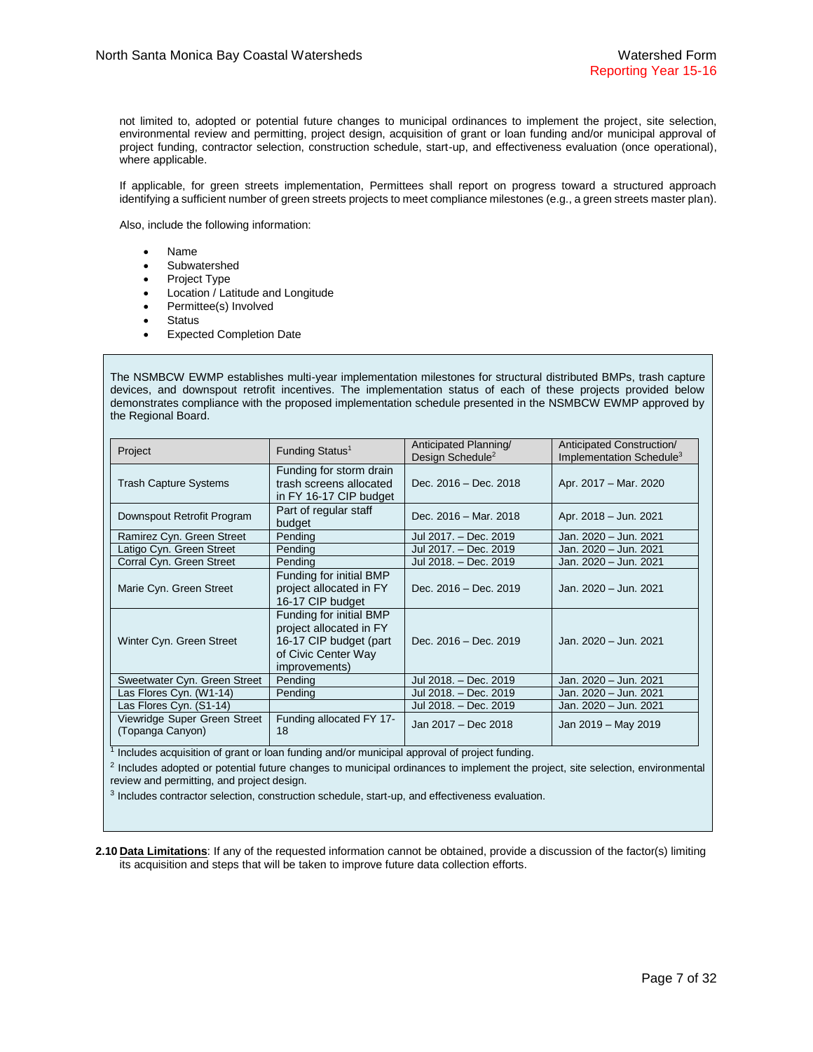not limited to, adopted or potential future changes to municipal ordinances to implement the project, site selection, environmental review and permitting, project design, acquisition of grant or loan funding and/or municipal approval of project funding, contractor selection, construction schedule, start-up, and effectiveness evaluation (once operational), where applicable.

If applicable, for green streets implementation, Permittees shall report on progress toward a structured approach identifying a sufficient number of green streets projects to meet compliance milestones (e.g., a green streets master plan).

Also, include the following information:

- Name
- Subwatershed
- Project Type
- Location / Latitude and Longitude
- Permittee(s) Involved
- Status
- Expected Completion Date

The NSMBCW EWMP establishes multi-year implementation milestones for structural distributed BMPs, trash capture devices, and downspout retrofit incentives. The implementation status of each of these projects provided below demonstrates compliance with the proposed implementation schedule presented in the NSMBCW EWMP approved by the Regional Board.

| Project | Funding Status[1] | Anticipated Planning/ Design Schedule[2] | Anticipated Construction/ Implementation Schedule[3] |
|---|---|---|---|
| Trash Capture Systems | Funding for storm drain trash screens allocated in FY 16-17 CIP budget | Dec. 2016 – Dec. 2018 | Apr. 2017 – Mar. 2020 |
| Downspout Retrofit Program | Part of regular staff budget | Dec. 2016 – Mar. 2018 | Apr. 2018 – Jun. 2021 |
| Ramirez Cyn. Green Street | Pending | Jul 2017. – Dec. 2019 | Jan. 2020 – Jun. 2021 |
| Latigo Cyn. Green Street | Pending | Jul 2017. – Dec. 2019 | Jan. 2020 – Jun. 2021 |
| Corral Cyn. Green Street | Pending | Jul 2018. – Dec. 2019 | Jan. 2020 – Jun. 2021 |
| Marie Cyn. Green Street | Funding for initial BMP project allocated in FY 16-17 CIP budget | Dec. 2016 – Dec. 2019 | Jan. 2020 – Jun. 2021 |
| Winter Cyn. Green Street | Funding for initial BMP project allocated in FY 16-17 CIP budget (part of Civic Center Way improvements) | Dec. 2016 – Dec. 2019 | Jan. 2020 – Jun. 2021 |
| Sweetwater Cyn. Green Street | Pending | Jul 2018. – Dec. 2019 | Jan. 2020 – Jun. 2021 |
| Las Flores Cyn. (W1-14) | Pending | Jul 2018. – Dec. 2019 | Jan. 2020 – Jun. 2021 |
| Las Flores Cyn. (S1-14) | | Jul 2018. – Dec. 2019 | Jan. 2020 – Jun. 2021 |
| Viewridge Super Green Street (Topanga Canyon) | Funding allocated FY 17-18 | Jan 2017 – Dec 2018 | Jan 2019 – May 2019 |

[1] Includes acquisition of grant or loan funding and/or municipal approval of project funding.

[2] Includes adopted or potential future changes to municipal ordinances to implement the project, site selection, environmental review and permitting, and project design.

[3] Includes contractor selection, construction schedule, start-up, and effectiveness evaluation.

**2.10 Data Limitations**: If any of the requested information cannot be obtained, provide a discussion of the factor(s) limiting its acquisition and steps that will be taken to improve future data collection efforts.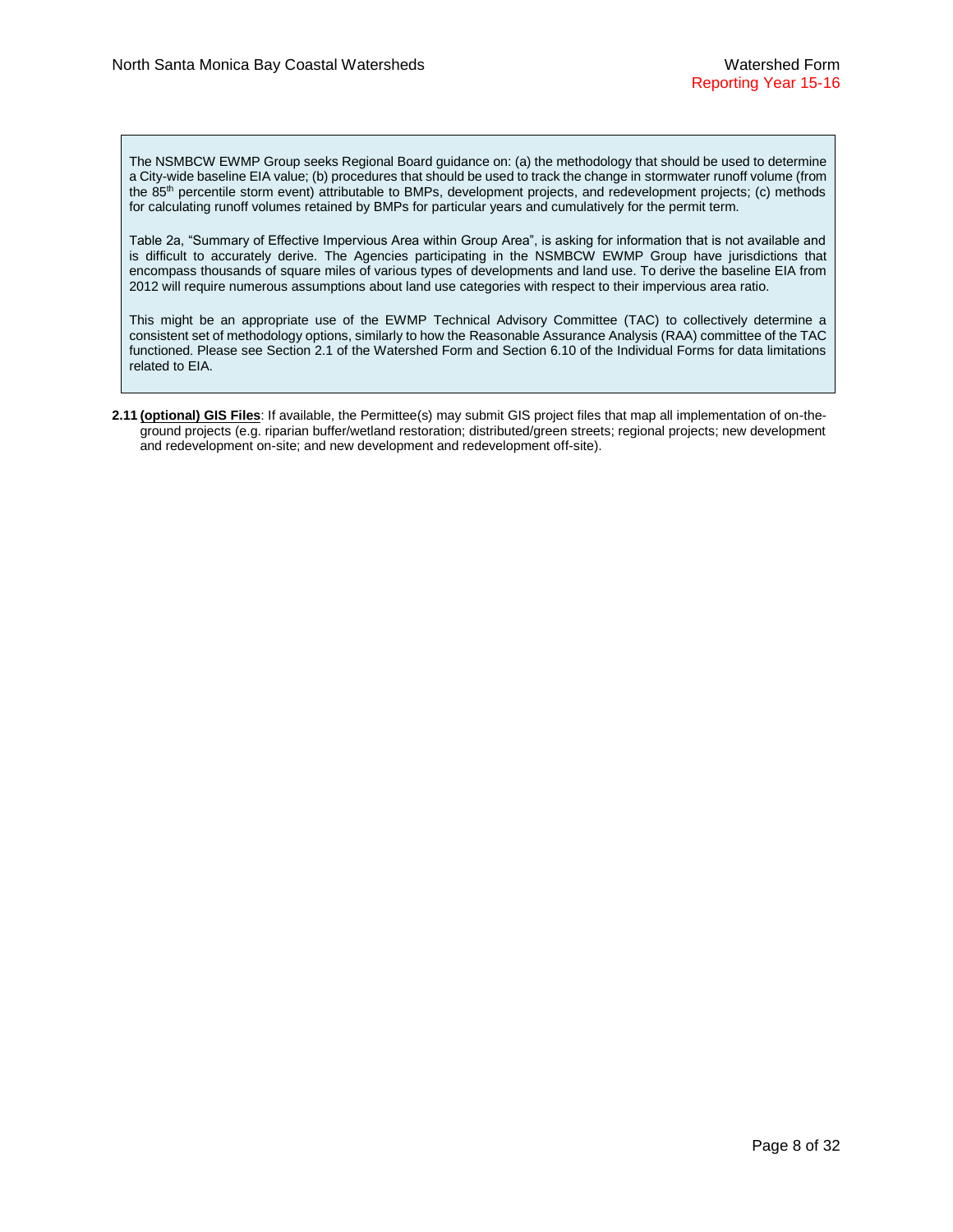The NSMBCW EWMP Group seeks Regional Board guidance on: (a) the methodology that should be used to determine a City-wide baseline EIA value; (b) procedures that should be used to track the change in stormwater runoff volume (from the 85th percentile storm event) attributable to BMPs, development projects, and redevelopment projects; (c) methods for calculating runoff volumes retained by BMPs for particular years and cumulatively for the permit term.

Table 2a, "Summary of Effective Impervious Area within Group Area", is asking for information that is not available and is difficult to accurately derive. The Agencies participating in the NSMBCW EWMP Group have jurisdictions that encompass thousands of square miles of various types of developments and land use. To derive the baseline EIA from 2012 will require numerous assumptions about land use categories with respect to their impervious area ratio.

This might be an appropriate use of the EWMP Technical Advisory Committee (TAC) to collectively determine a consistent set of methodology options, similarly to how the Reasonable Assurance Analysis (RAA) committee of the TAC functioned. Please see Section 2.1 of the Watershed Form and Section 6.10 of the Individual Forms for data limitations related to EIA.

**2.11 (optional) GIS Files**: If available, the Permittee(s) may submit GIS project files that map all implementation of on-the-ground projects (e.g. riparian buffer/wetland restoration; distributed/green streets; regional projects; new development and redevelopment on-site; and new development and redevelopment off-site).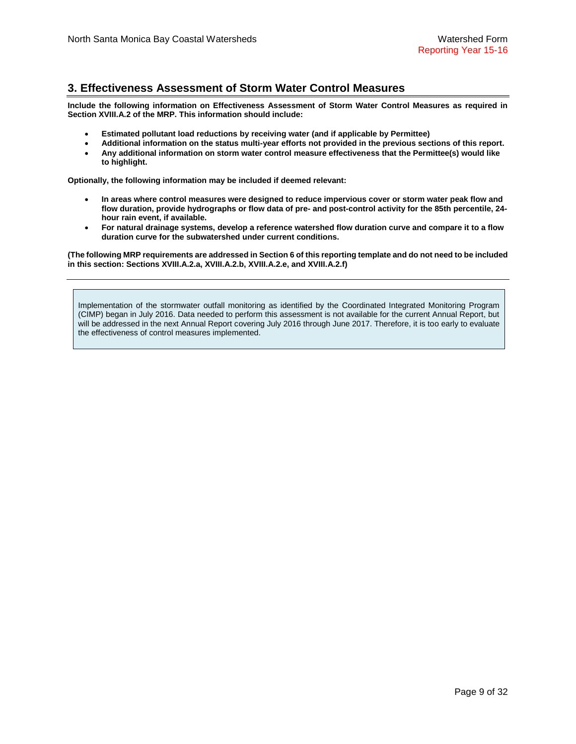## 3. Effectiveness Assessment of Storm Water Control Measures

**Include the following information on Effectiveness Assessment of Storm Water Control Measures as required in Section XVIII.A.2 of the MRP. This information should include:**

- **Estimated pollutant load reductions by receiving water (and if applicable by Permittee)**
- **Additional information on the status multi-year efforts not provided in the previous sections of this report.**
- **Any additional information on storm water control measure effectiveness that the Permittee(s) would like to highlight.**

**Optionally, the following information may be included if deemed relevant:**

- **In areas where control measures were designed to reduce impervious cover or storm water peak flow and flow duration, provide hydrographs or flow data of pre- and post-control activity for the 85th percentile, 24-hour rain event, if available.**
- **For natural drainage systems, develop a reference watershed flow duration curve and compare it to a flow duration curve for the subwatershed under current conditions.**

**(The following MRP requirements are addressed in Section 6 of this reporting template and do not need to be included in this section: Sections XVIII.A.2.a, XVIII.A.2.b, XVIII.A.2.e, and XVIII.A.2.f)**

---

Implementation of the stormwater outfall monitoring as identified by the Coordinated Integrated Monitoring Program (CIMP) began in July 2016. Data needed to perform this assessment is not available for the current Annual Report, but will be addressed in the next Annual Report covering July 2016 through June 2017. Therefore, it is too early to evaluate the effectiveness of control measures implemented.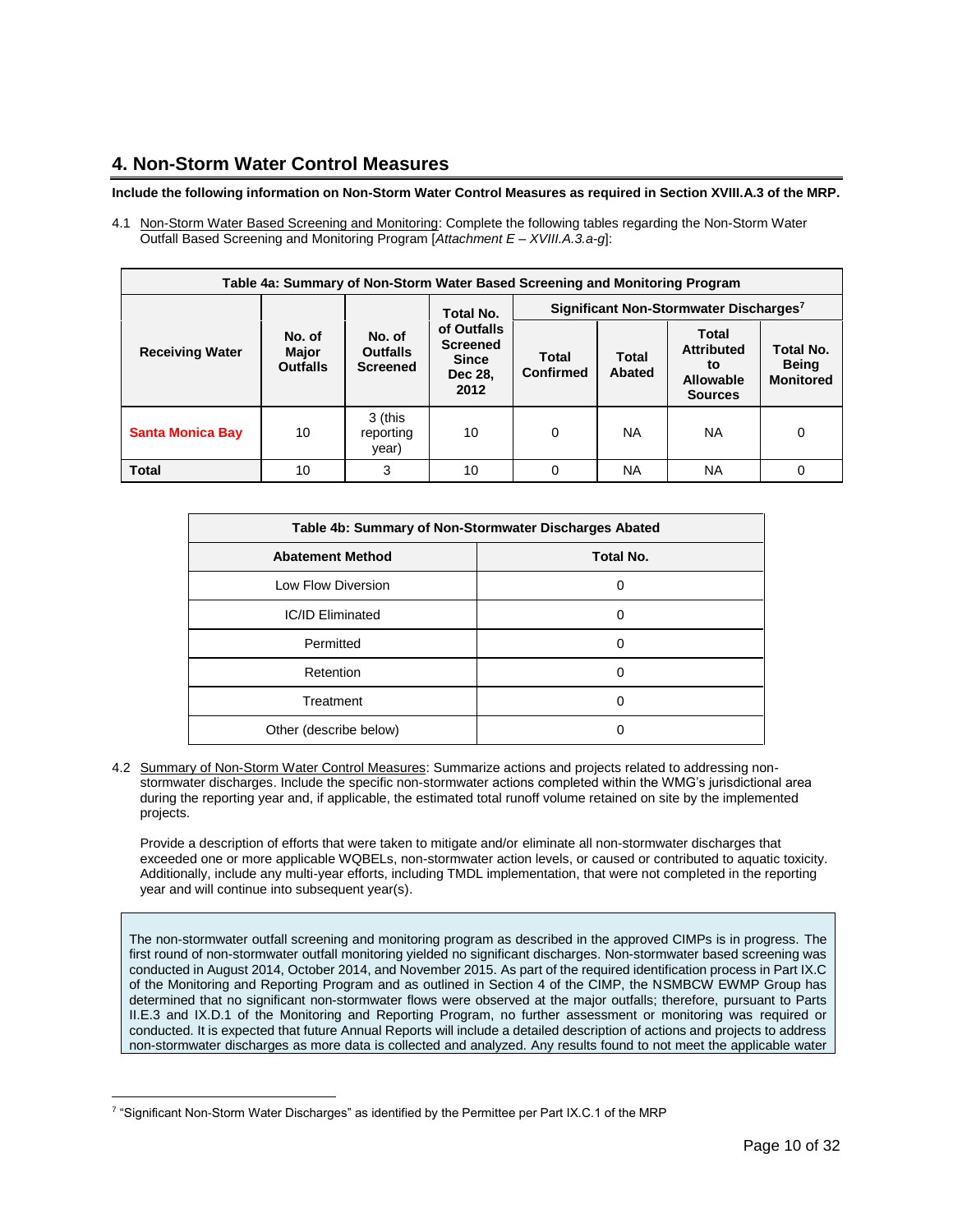## 4. Non-Storm Water Control Measures

**Include the following information on Non-Storm Water Control Measures as required in Section XVIII.A.3 of the MRP.**

4.1 Non-Storm Water Based Screening and Monitoring: Complete the following tables regarding the Non-Storm Water Outfall Based Screening and Monitoring Program [*Attachment E – XVIII.A.3.a-g*]:

**Table 4a: Summary of Non-Storm Water Based Screening and Monitoring Program**

| Receiving Water | No. of Major Outfalls | No. of Outfalls Screened | Total No. of Outfalls Screened Since Dec 28, 2012 | Significant Non-Stormwater Discharges[7] | | | |
|---|---|---|---|---|---|---|---|
| | | | | Total Confirmed | Total Abated | Total Attributed to Allowable Sources | Total No. Being Monitored |
| Santa Monica Bay | 10 | 3 (this reporting year) | 10 | 0 | NA | NA | 0 |
| **Total** | 10 | 3 | 10 | 0 | NA | NA | 0 |

**Table 4b: Summary of Non-Stormwater Discharges Abated**

| Abatement Method | Total No. |
|---|---|
| Low Flow Diversion | 0 |
| IC/ID Eliminated | 0 |
| Permitted | 0 |
| Retention | 0 |
| Treatment | 0 |
| Other (describe below) | 0 |

4.2 Summary of Non-Storm Water Control Measures: Summarize actions and projects related to addressing non-stormwater discharges. Include the specific non-stormwater actions completed within the WMG's jurisdictional area during the reporting year and, if applicable, the estimated total runoff volume retained on site by the implemented projects.

Provide a description of efforts that were taken to mitigate and/or eliminate all non-stormwater discharges that exceeded one or more applicable WQBELs, non-stormwater action levels, or caused or contributed to aquatic toxicity. Additionally, include any multi-year efforts, including TMDL implementation, that were not completed in the reporting year and will continue into subsequent year(s).

The non-stormwater outfall screening and monitoring program as described in the approved CIMPs is in progress. The first round of non-stormwater outfall monitoring yielded no significant discharges. Non-stormwater based screening was conducted in August 2014, October 2014, and November 2015. As part of the required identification process in Part IX.C of the Monitoring and Reporting Program and as outlined in Section 4 of the CIMP, the NSMBCW EWMP Group has determined that no significant non-stormwater flows were observed at the major outfalls; therefore, pursuant to Parts II.E.3 and IX.D.1 of the Monitoring and Reporting Program, no further assessment or monitoring was required or conducted. It is expected that future Annual Reports will include a detailed description of actions and projects to address non-stormwater discharges as more data is collected and analyzed. Any results found to not meet the applicable water

[7] "Significant Non-Storm Water Discharges" as identified by the Permittee per Part IX.C.1 of the MRP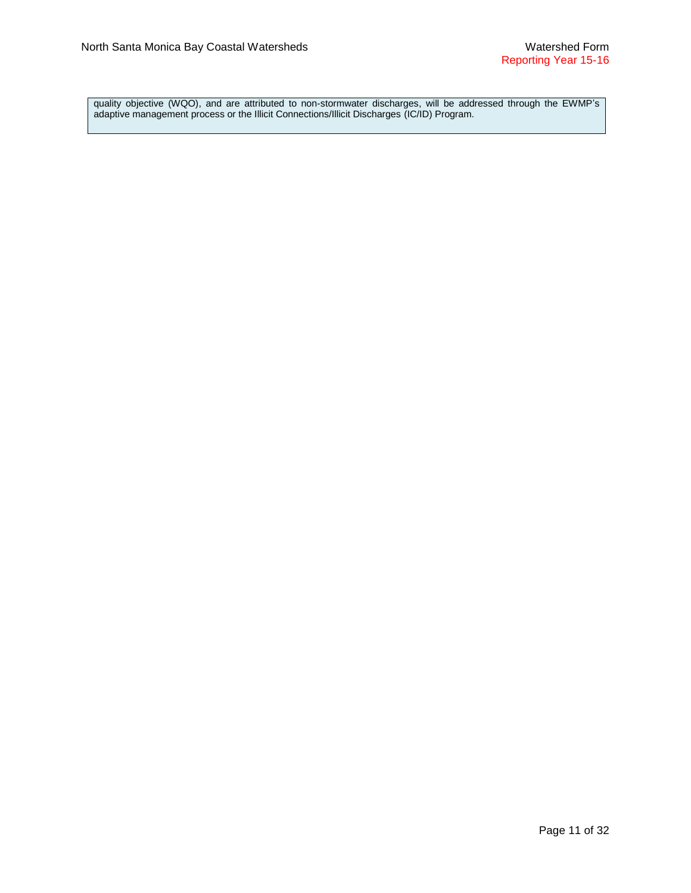quality objective (WQO), and are attributed to non-stormwater discharges, will be addressed through the EWMP's adaptive management process or the Illicit Connections/Illicit Discharges (IC/ID) Program.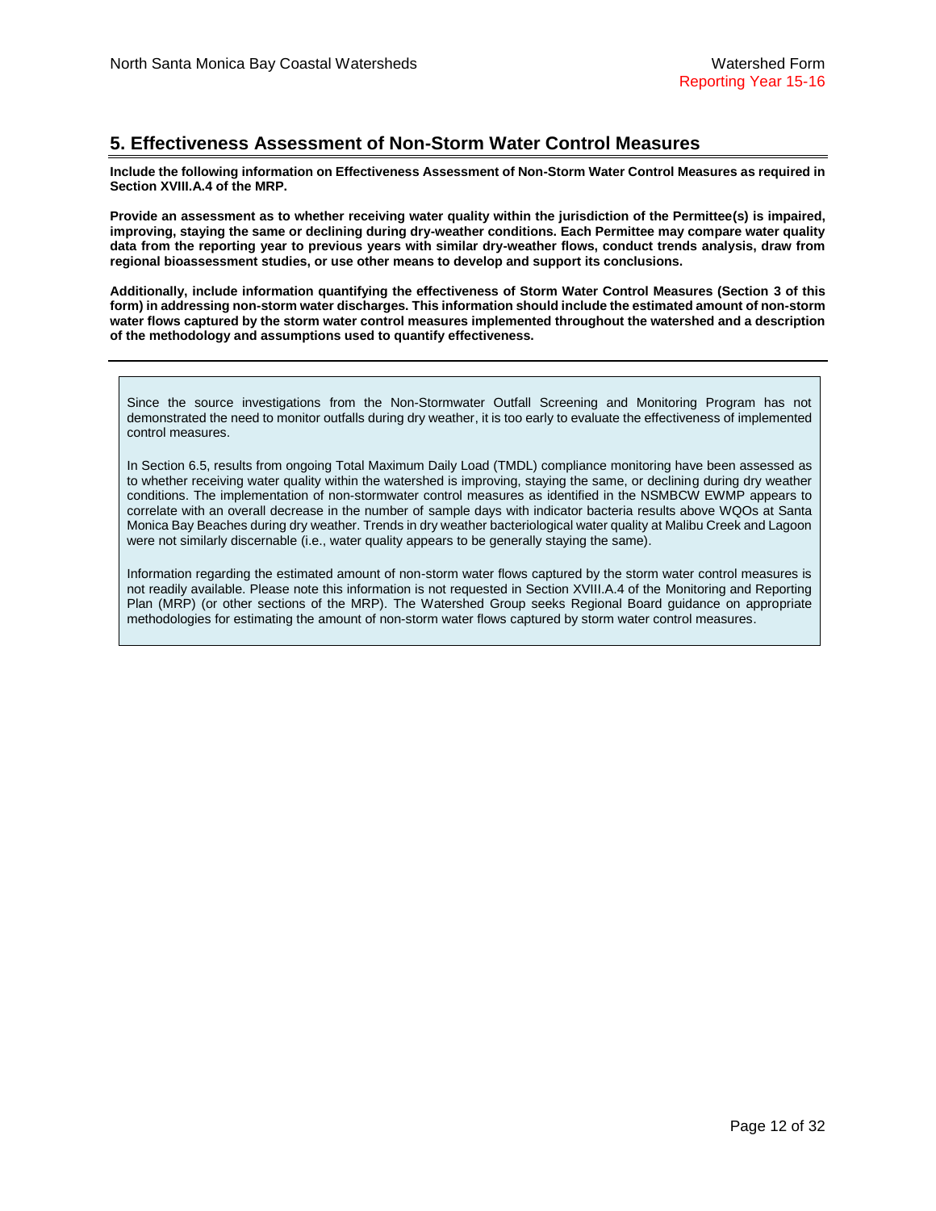## 5. Effectiveness Assessment of Non-Storm Water Control Measures

**Include the following information on Effectiveness Assessment of Non-Storm Water Control Measures as required in Section XVIII.A.4 of the MRP.**

**Provide an assessment as to whether receiving water quality within the jurisdiction of the Permittee(s) is impaired, improving, staying the same or declining during dry-weather conditions. Each Permittee may compare water quality data from the reporting year to previous years with similar dry-weather flows, conduct trends analysis, draw from regional bioassessment studies, or use other means to develop and support its conclusions.**

**Additionally, include information quantifying the effectiveness of Storm Water Control Measures (Section 3 of this form) in addressing non-storm water discharges. This information should include the estimated amount of non-storm water flows captured by the storm water control measures implemented throughout the watershed and a description of the methodology and assumptions used to quantify effectiveness.**

---

Since the source investigations from the Non-Stormwater Outfall Screening and Monitoring Program has not demonstrated the need to monitor outfalls during dry weather, it is too early to evaluate the effectiveness of implemented control measures.

In Section 6.5, results from ongoing Total Maximum Daily Load (TMDL) compliance monitoring have been assessed as to whether receiving water quality within the watershed is improving, staying the same, or declining during dry weather conditions. The implementation of non-stormwater control measures as identified in the NSMBCW EWMP appears to correlate with an overall decrease in the number of sample days with indicator bacteria results above WQOs at Santa Monica Bay Beaches during dry weather. Trends in dry weather bacteriological water quality at Malibu Creek and Lagoon were not similarly discernable (i.e., water quality appears to be generally staying the same).

Information regarding the estimated amount of non-storm water flows captured by the storm water control measures is not readily available. Please note this information is not requested in Section XVIII.A.4 of the Monitoring and Reporting Plan (MRP) (or other sections of the MRP). The Watershed Group seeks Regional Board guidance on appropriate methodologies for estimating the amount of non-storm water flows captured by storm water control measures.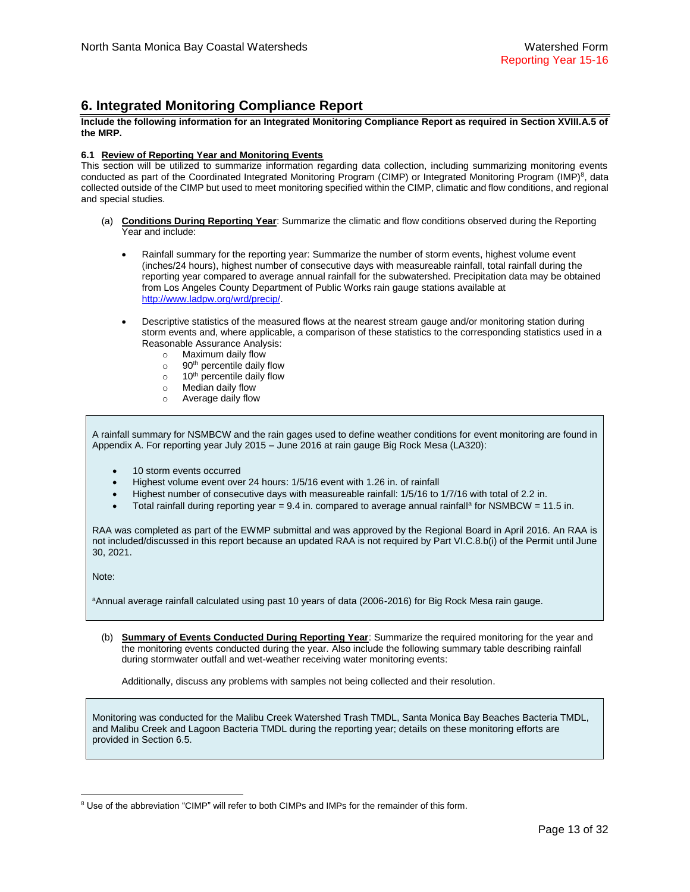## 6. Integrated Monitoring Compliance Report

**Include the following information for an Integrated Monitoring Compliance Report as required in Section XVIII.A.5 of the MRP.**

### 6.1 Review of Reporting Year and Monitoring Events

This section will be utilized to summarize information regarding data collection, including summarizing monitoring events conducted as part of the Coordinated Integrated Monitoring Program (CIMP) or Integrated Monitoring Program (IMP)[8], data collected outside of the CIMP but used to meet monitoring specified within the CIMP, climatic and flow conditions, and regional and special studies.

(a) **Conditions During Reporting Year**: Summarize the climatic and flow conditions observed during the Reporting Year and include:

- Rainfall summary for the reporting year: Summarize the number of storm events, highest volume event (inches/24 hours), highest number of consecutive days with measureable rainfall, total rainfall during the reporting year compared to average annual rainfall for the subwatershed. Precipitation data may be obtained from Los Angeles County Department of Public Works rain gauge stations available at http://www.ladpw.org/wrd/precip/.
- Descriptive statistics of the measured flows at the nearest stream gauge and/or monitoring station during storm events and, where applicable, a comparison of these statistics to the corresponding statistics used in a Reasonable Assurance Analysis:
  - Maximum daily flow
  - 90th percentile daily flow
  - 10th percentile daily flow
  - Median daily flow
  - Average daily flow

A rainfall summary for NSMBCW and the rain gages used to define weather conditions for event monitoring are found in Appendix A. For reporting year July 2015 – June 2016 at rain gauge Big Rock Mesa (LA320):

- 10 storm events occurred
- Highest volume event over 24 hours: 1/5/16 event with 1.26 in. of rainfall
- Highest number of consecutive days with measureable rainfall: 1/5/16 to 1/7/16 with total of 2.2 in.
- Total rainfall during reporting year = 9.4 in. compared to average annual rainfall[a] for NSMBCW = 11.5 in.

RAA was completed as part of the EWMP submittal and was approved by the Regional Board in April 2016. An RAA is not included/discussed in this report because an updated RAA is not required by Part VI.C.8.b(i) of the Permit until June 30, 2021.

Note:

[a]Annual average rainfall calculated using past 10 years of data (2006-2016) for Big Rock Mesa rain gauge.

(b) **Summary of Events Conducted During Reporting Year**: Summarize the required monitoring for the year and the monitoring events conducted during the year. Also include the following summary table describing rainfall during stormwater outfall and wet-weather receiving water monitoring events:

Additionally, discuss any problems with samples not being collected and their resolution.

Monitoring was conducted for the Malibu Creek Watershed Trash TMDL, Santa Monica Bay Beaches Bacteria TMDL, and Malibu Creek and Lagoon Bacteria TMDL during the reporting year; details on these monitoring efforts are provided in Section 6.5.

[8] Use of the abbreviation "CIMP" will refer to both CIMPs and IMPs for the remainder of this form.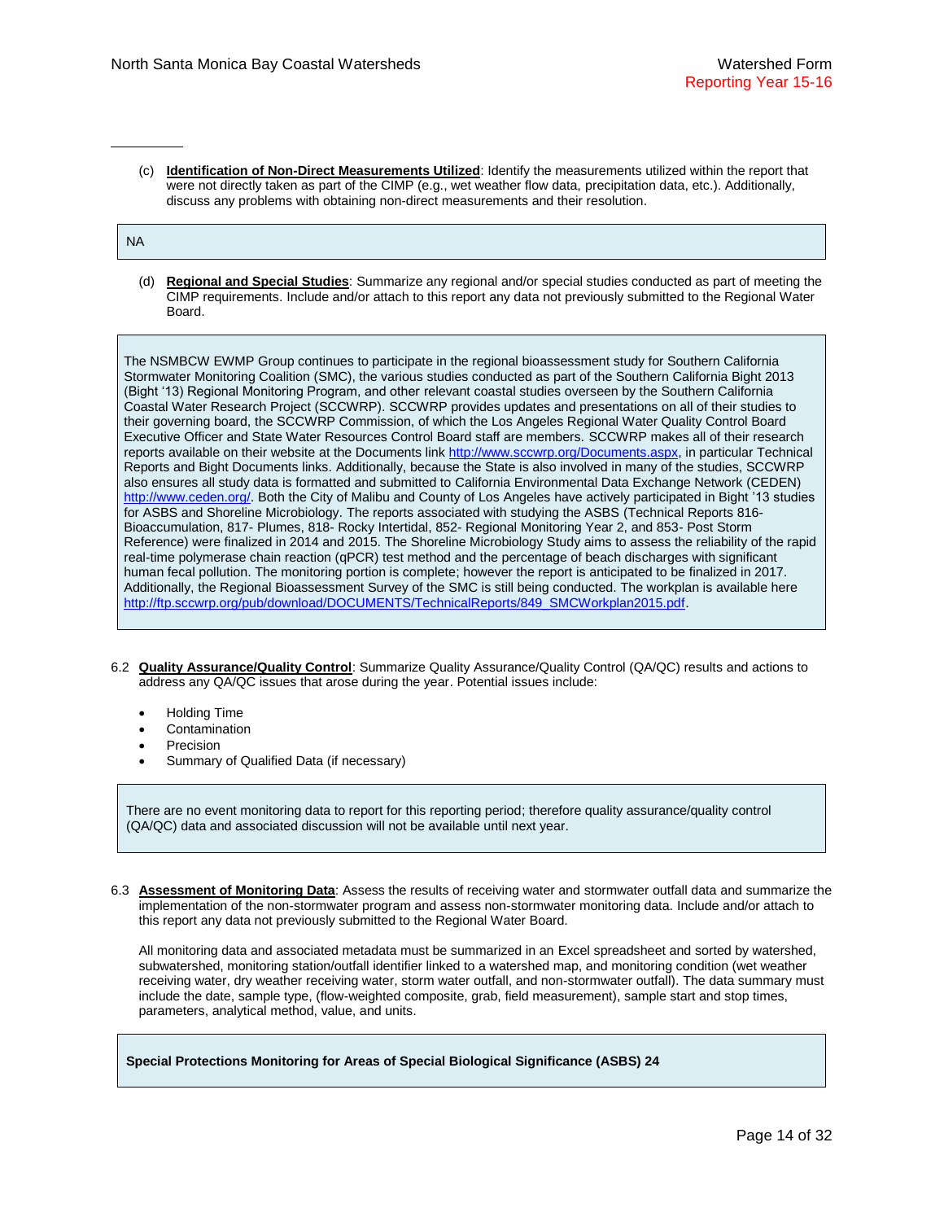(c) **Identification of Non-Direct Measurements Utilized**: Identify the measurements utilized within the report that were not directly taken as part of the CIMP (e.g., wet weather flow data, precipitation data, etc.). Additionally, discuss any problems with obtaining non-direct measurements and their resolution.

NA

(d) **Regional and Special Studies**: Summarize any regional and/or special studies conducted as part of meeting the CIMP requirements. Include and/or attach to this report any data not previously submitted to the Regional Water Board.

The NSMBCW EWMP Group continues to participate in the regional bioassessment study for Southern California Stormwater Monitoring Coalition (SMC), the various studies conducted as part of the Southern California Bight 2013 (Bight '13) Regional Monitoring Program, and other relevant coastal studies overseen by the Southern California Coastal Water Research Project (SCCWRP). SCCWRP provides updates and presentations on all of their studies to their governing board, the SCCWRP Commission, of which the Los Angeles Regional Water Quality Control Board Executive Officer and State Water Resources Control Board staff are members. SCCWRP makes all of their research reports available on their website at the Documents link http://www.sccwrp.org/Documents.aspx, in particular Technical Reports and Bight Documents links. Additionally, because the State is also involved in many of the studies, SCCWRP also ensures all study data is formatted and submitted to California Environmental Data Exchange Network (CEDEN) http://www.ceden.org/. Both the City of Malibu and County of Los Angeles have actively participated in Bight '13 studies for ASBS and Shoreline Microbiology. The reports associated with studying the ASBS (Technical Reports 816- Bioaccumulation, 817- Plumes, 818- Rocky Intertidal, 852- Regional Monitoring Year 2, and 853- Post Storm Reference) were finalized in 2014 and 2015. The Shoreline Microbiology Study aims to assess the reliability of the rapid real-time polymerase chain reaction (qPCR) test method and the percentage of beach discharges with significant human fecal pollution. The monitoring portion is complete; however the report is anticipated to be finalized in 2017. Additionally, the Regional Bioassessment Survey of the SMC is still being conducted. The workplan is available here http://ftp.sccwrp.org/pub/download/DOCUMENTS/TechnicalReports/849_SMCWorkplan2015.pdf.

6.2 **Quality Assurance/Quality Control**: Summarize Quality Assurance/Quality Control (QA/QC) results and actions to address any QA/QC issues that arose during the year. Potential issues include:

- Holding Time
- Contamination
- Precision
- Summary of Qualified Data (if necessary)

There are no event monitoring data to report for this reporting period; therefore quality assurance/quality control (QA/QC) data and associated discussion will not be available until next year.

6.3 **Assessment of Monitoring Data**: Assess the results of receiving water and stormwater outfall data and summarize the implementation of the non-stormwater program and assess non-stormwater monitoring data. Include and/or attach to this report any data not previously submitted to the Regional Water Board.

All monitoring data and associated metadata must be summarized in an Excel spreadsheet and sorted by watershed, subwatershed, monitoring station/outfall identifier linked to a watershed map, and monitoring condition (wet weather receiving water, dry weather receiving water, storm water outfall, and non-stormwater outfall). The data summary must include the date, sample type, (flow-weighted composite, grab, field measurement), sample start and stop times, parameters, analytical method, value, and units.

**Special Protections Monitoring for Areas of Special Biological Significance (ASBS) 24**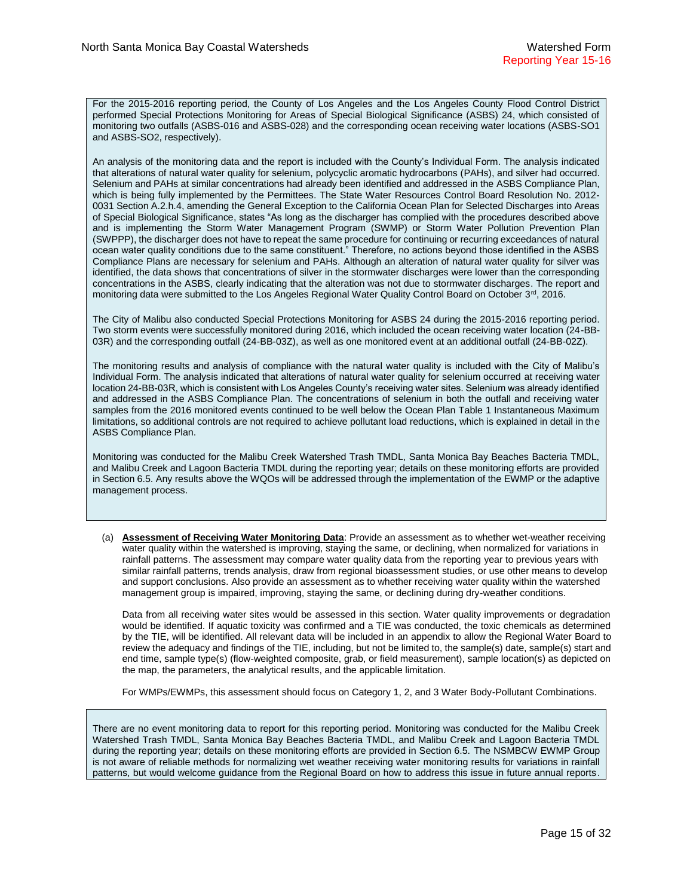For the 2015-2016 reporting period, the County of Los Angeles and the Los Angeles County Flood Control District performed Special Protections Monitoring for Areas of Special Biological Significance (ASBS) 24, which consisted of monitoring two outfalls (ASBS-016 and ASBS-028) and the corresponding ocean receiving water locations (ASBS-SO1 and ASBS-SO2, respectively).

An analysis of the monitoring data and the report is included with the County's Individual Form. The analysis indicated that alterations of natural water quality for selenium, polycyclic aromatic hydrocarbons (PAHs), and silver had occurred. Selenium and PAHs at similar concentrations had already been identified and addressed in the ASBS Compliance Plan, which is being fully implemented by the Permittees. The State Water Resources Control Board Resolution No. 2012-0031 Section A.2.h.4, amending the General Exception to the California Ocean Plan for Selected Discharges into Areas of Special Biological Significance, states "As long as the discharger has complied with the procedures described above and is implementing the Storm Water Management Program (SWMP) or Storm Water Pollution Prevention Plan (SWPPP), the discharger does not have to repeat the same procedure for continuing or recurring exceedances of natural ocean water quality conditions due to the same constituent." Therefore, no actions beyond those identified in the ASBS Compliance Plans are necessary for selenium and PAHs. Although an alteration of natural water quality for silver was identified, the data shows that concentrations of silver in the stormwater discharges were lower than the corresponding concentrations in the ASBS, clearly indicating that the alteration was not due to stormwater discharges. The report and monitoring data were submitted to the Los Angeles Regional Water Quality Control Board on October 3rd, 2016.

The City of Malibu also conducted Special Protections Monitoring for ASBS 24 during the 2015-2016 reporting period. Two storm events were successfully monitored during 2016, which included the ocean receiving water location (24-BB-03R) and the corresponding outfall (24-BB-03Z), as well as one monitored event at an additional outfall (24-BB-02Z).

The monitoring results and analysis of compliance with the natural water quality is included with the City of Malibu's Individual Form. The analysis indicated that alterations of natural water quality for selenium occurred at receiving water location 24-BB-03R, which is consistent with Los Angeles County's receiving water sites. Selenium was already identified and addressed in the ASBS Compliance Plan. The concentrations of selenium in both the outfall and receiving water samples from the 2016 monitored events continued to be well below the Ocean Plan Table 1 Instantaneous Maximum limitations, so additional controls are not required to achieve pollutant load reductions, which is explained in detail in the ASBS Compliance Plan.

Monitoring was conducted for the Malibu Creek Watershed Trash TMDL, Santa Monica Bay Beaches Bacteria TMDL, and Malibu Creek and Lagoon Bacteria TMDL during the reporting year; details on these monitoring efforts are provided in Section 6.5. Any results above the WQOs will be addressed through the implementation of the EWMP or the adaptive management process.

(a) **Assessment of Receiving Water Monitoring Data**: Provide an assessment as to whether wet-weather receiving water quality within the watershed is improving, staying the same, or declining, when normalized for variations in rainfall patterns. The assessment may compare water quality data from the reporting year to previous years with similar rainfall patterns, trends analysis, draw from regional bioassessment studies, or use other means to develop and support conclusions. Also provide an assessment as to whether receiving water quality within the watershed management group is impaired, improving, staying the same, or declining during dry-weather conditions.

Data from all receiving water sites would be assessed in this section. Water quality improvements or degradation would be identified. If aquatic toxicity was confirmed and a TIE was conducted, the toxic chemicals as determined by the TIE, will be identified. All relevant data will be included in an appendix to allow the Regional Water Board to review the adequacy and findings of the TIE, including, but not be limited to, the sample(s) date, sample(s) start and end time, sample type(s) (flow-weighted composite, grab, or field measurement), sample location(s) as depicted on the map, the parameters, the analytical results, and the applicable limitation.

For WMPs/EWMPs, this assessment should focus on Category 1, 2, and 3 Water Body-Pollutant Combinations.

There are no event monitoring data to report for this reporting period. Monitoring was conducted for the Malibu Creek Watershed Trash TMDL, Santa Monica Bay Beaches Bacteria TMDL, and Malibu Creek and Lagoon Bacteria TMDL during the reporting year; details on these monitoring efforts are provided in Section 6.5. The NSMBCW EWMP Group is not aware of reliable methods for normalizing wet weather receiving water monitoring results for variations in rainfall patterns, but would welcome guidance from the Regional Board on how to address this issue in future annual reports.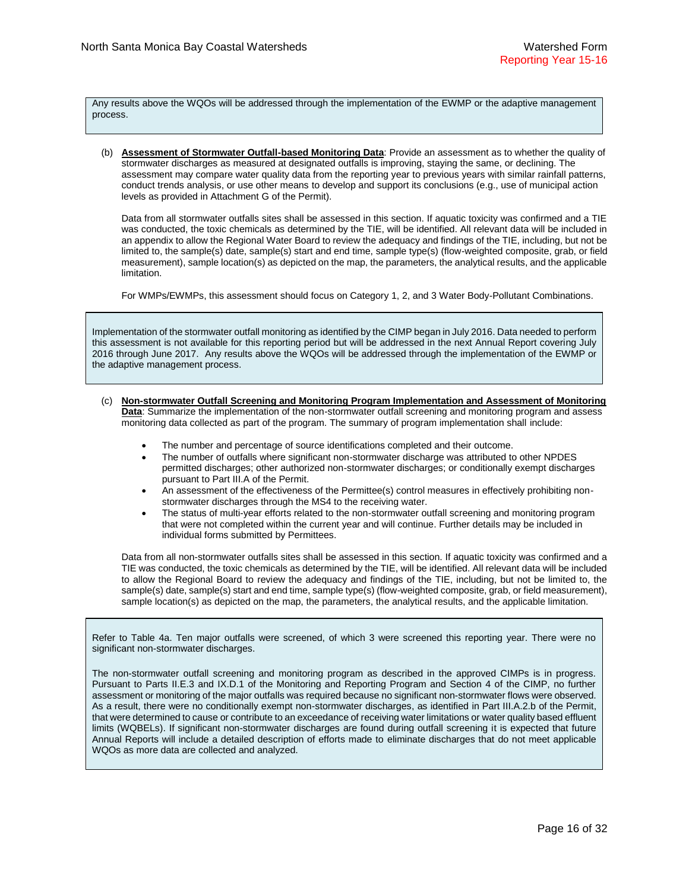Any results above the WQOs will be addressed through the implementation of the EWMP or the adaptive management process.

(b) **Assessment of Stormwater Outfall-based Monitoring Data**: Provide an assessment as to whether the quality of stormwater discharges as measured at designated outfalls is improving, staying the same, or declining. The assessment may compare water quality data from the reporting year to previous years with similar rainfall patterns, conduct trends analysis, or use other means to develop and support its conclusions (e.g., use of municipal action levels as provided in Attachment G of the Permit).

Data from all stormwater outfalls sites shall be assessed in this section. If aquatic toxicity was confirmed and a TIE was conducted, the toxic chemicals as determined by the TIE, will be identified. All relevant data will be included in an appendix to allow the Regional Water Board to review the adequacy and findings of the TIE, including, but not be limited to, the sample(s) date, sample(s) start and end time, sample type(s) (flow-weighted composite, grab, or field measurement), sample location(s) as depicted on the map, the parameters, the analytical results, and the applicable limitation.

For WMPs/EWMPs, this assessment should focus on Category 1, 2, and 3 Water Body-Pollutant Combinations.

Implementation of the stormwater outfall monitoring as identified by the CIMP began in July 2016. Data needed to perform this assessment is not available for this reporting period but will be addressed in the next Annual Report covering July 2016 through June 2017. Any results above the WQOs will be addressed through the implementation of the EWMP or the adaptive management process.

(c) **Non-stormwater Outfall Screening and Monitoring Program Implementation and Assessment of Monitoring Data**: Summarize the implementation of the non-stormwater outfall screening and monitoring program and assess monitoring data collected as part of the program. The summary of program implementation shall include:

- The number and percentage of source identifications completed and their outcome.
- The number of outfalls where significant non-stormwater discharge was attributed to other NPDES permitted discharges; other authorized non-stormwater discharges; or conditionally exempt discharges pursuant to Part III.A of the Permit.
- An assessment of the effectiveness of the Permittee(s) control measures in effectively prohibiting non-stormwater discharges through the MS4 to the receiving water.
- The status of multi-year efforts related to the non-stormwater outfall screening and monitoring program that were not completed within the current year and will continue. Further details may be included in individual forms submitted by Permittees.

Data from all non-stormwater outfalls sites shall be assessed in this section. If aquatic toxicity was confirmed and a TIE was conducted, the toxic chemicals as determined by the TIE, will be identified. All relevant data will be included to allow the Regional Board to review the adequacy and findings of the TIE, including, but not be limited to, the sample(s) date, sample(s) start and end time, sample type(s) (flow-weighted composite, grab, or field measurement), sample location(s) as depicted on the map, the parameters, the analytical results, and the applicable limitation.

Refer to Table 4a. Ten major outfalls were screened, of which 3 were screened this reporting year. There were no significant non-stormwater discharges.

The non-stormwater outfall screening and monitoring program as described in the approved CIMPs is in progress. Pursuant to Parts II.E.3 and IX.D.1 of the Monitoring and Reporting Program and Section 4 of the CIMP, no further assessment or monitoring of the major outfalls was required because no significant non-stormwater flows were observed. As a result, there were no conditionally exempt non-stormwater discharges, as identified in Part III.A.2.b of the Permit, that were determined to cause or contribute to an exceedance of receiving water limitations or water quality based effluent limits (WQBELs). If significant non-stormwater discharges are found during outfall screening it is expected that future Annual Reports will include a detailed description of efforts made to eliminate discharges that do not meet applicable WQOs as more data are collected and analyzed.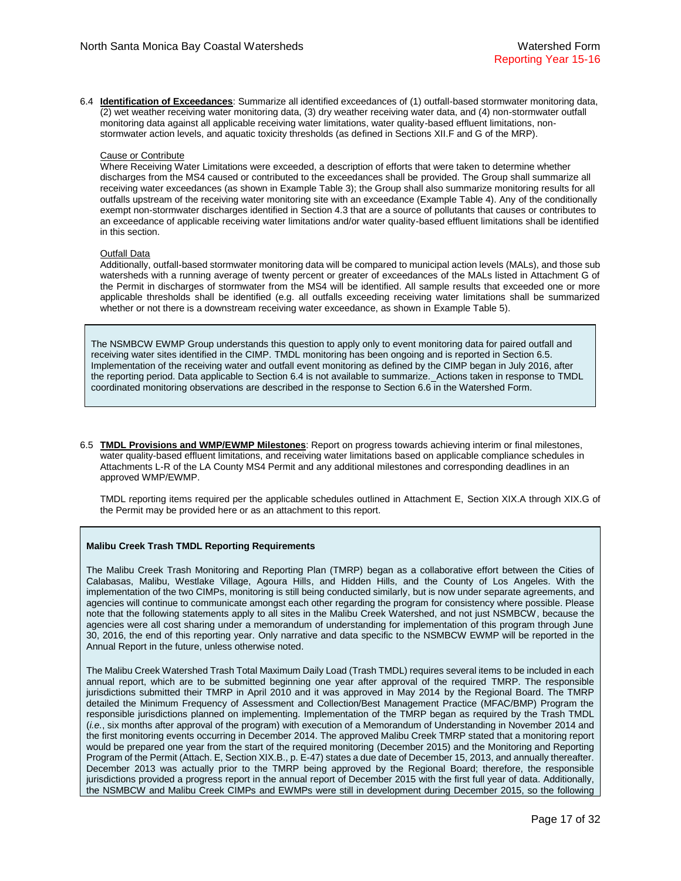6.4 **Identification of Exceedances**: Summarize all identified exceedances of (1) outfall-based stormwater monitoring data, (2) wet weather receiving water monitoring data, (3) dry weather receiving water data, and (4) non-stormwater outfall monitoring data against all applicable receiving water limitations, water quality-based effluent limitations, non-stormwater action levels, and aquatic toxicity thresholds (as defined in Sections XII.F and G of the MRP).

Cause or Contribute

Where Receiving Water Limitations were exceeded, a description of efforts that were taken to determine whether discharges from the MS4 caused or contributed to the exceedances shall be provided. The Group shall summarize all receiving water exceedances (as shown in Example Table 3); the Group shall also summarize monitoring results for all outfalls upstream of the receiving water monitoring site with an exceedance (Example Table 4). Any of the conditionally exempt non-stormwater discharges identified in Section 4.3 that are a source of pollutants that causes or contributes to an exceedance of applicable receiving water limitations and/or water quality-based effluent limitations shall be identified in this section.

Outfall Data

Additionally, outfall-based stormwater monitoring data will be compared to municipal action levels (MALs), and those sub watersheds with a running average of twenty percent or greater of exceedances of the MALs listed in Attachment G of the Permit in discharges of stormwater from the MS4 will be identified. All sample results that exceeded one or more applicable thresholds shall be identified (e.g. all outfalls exceeding receiving water limitations shall be summarized whether or not there is a downstream receiving water exceedance, as shown in Example Table 5).

The NSMBCW EWMP Group understands this question to apply only to event monitoring data for paired outfall and receiving water sites identified in the CIMP. TMDL monitoring has been ongoing and is reported in Section 6.5. Implementation of the receiving water and outfall event monitoring as defined by the CIMP began in July 2016, after the reporting period. Data applicable to Section 6.4 is not available to summarize. Actions taken in response to TMDL coordinated monitoring observations are described in the response to Section 6.6 in the Watershed Form.

6.5 **TMDL Provisions and WMP/EWMP Milestones**: Report on progress towards achieving interim or final milestones, water quality-based effluent limitations, and receiving water limitations based on applicable compliance schedules in Attachments L-R of the LA County MS4 Permit and any additional milestones and corresponding deadlines in an approved WMP/EWMP.

TMDL reporting items required per the applicable schedules outlined in Attachment E, Section XIX.A through XIX.G of the Permit may be provided here or as an attachment to this report.

**Malibu Creek Trash TMDL Reporting Requirements**

The Malibu Creek Trash Monitoring and Reporting Plan (TMRP) began as a collaborative effort between the Cities of Calabasas, Malibu, Westlake Village, Agoura Hills, and Hidden Hills, and the County of Los Angeles. With the implementation of the two CIMPs, monitoring is still being conducted similarly, but is now under separate agreements, and agencies will continue to communicate amongst each other regarding the program for consistency where possible. Please note that the following statements apply to all sites in the Malibu Creek Watershed, and not just NSMBCW, because the agencies were all cost sharing under a memorandum of understanding for implementation of this program through June 30, 2016, the end of this reporting year. Only narrative and data specific to the NSMBCW EWMP will be reported in the Annual Report in the future, unless otherwise noted.

The Malibu Creek Watershed Trash Total Maximum Daily Load (Trash TMDL) requires several items to be included in each annual report, which are to be submitted beginning one year after approval of the required TMRP. The responsible jurisdictions submitted their TMRP in April 2010 and it was approved in May 2014 by the Regional Board. The TMRP detailed the Minimum Frequency of Assessment and Collection/Best Management Practice (MFAC/BMP) Program the responsible jurisdictions planned on implementing. Implementation of the TMRP began as required by the Trash TMDL (*i.e.*, six months after approval of the program) with execution of a Memorandum of Understanding in November 2014 and the first monitoring events occurring in December 2014. The approved Malibu Creek TMRP stated that a monitoring report would be prepared one year from the start of the required monitoring (December 2015) and the Monitoring and Reporting Program of the Permit (Attach. E, Section XIX.B., p. E-47) states a due date of December 15, 2013, and annually thereafter. December 2013 was actually prior to the TMRP being approved by the Regional Board; therefore, the responsible jurisdictions provided a progress report in the annual report of December 2015 with the first full year of data. Additionally, the NSMBCW and Malibu Creek CIMPs and EWMPs were still in development during December 2015, so the following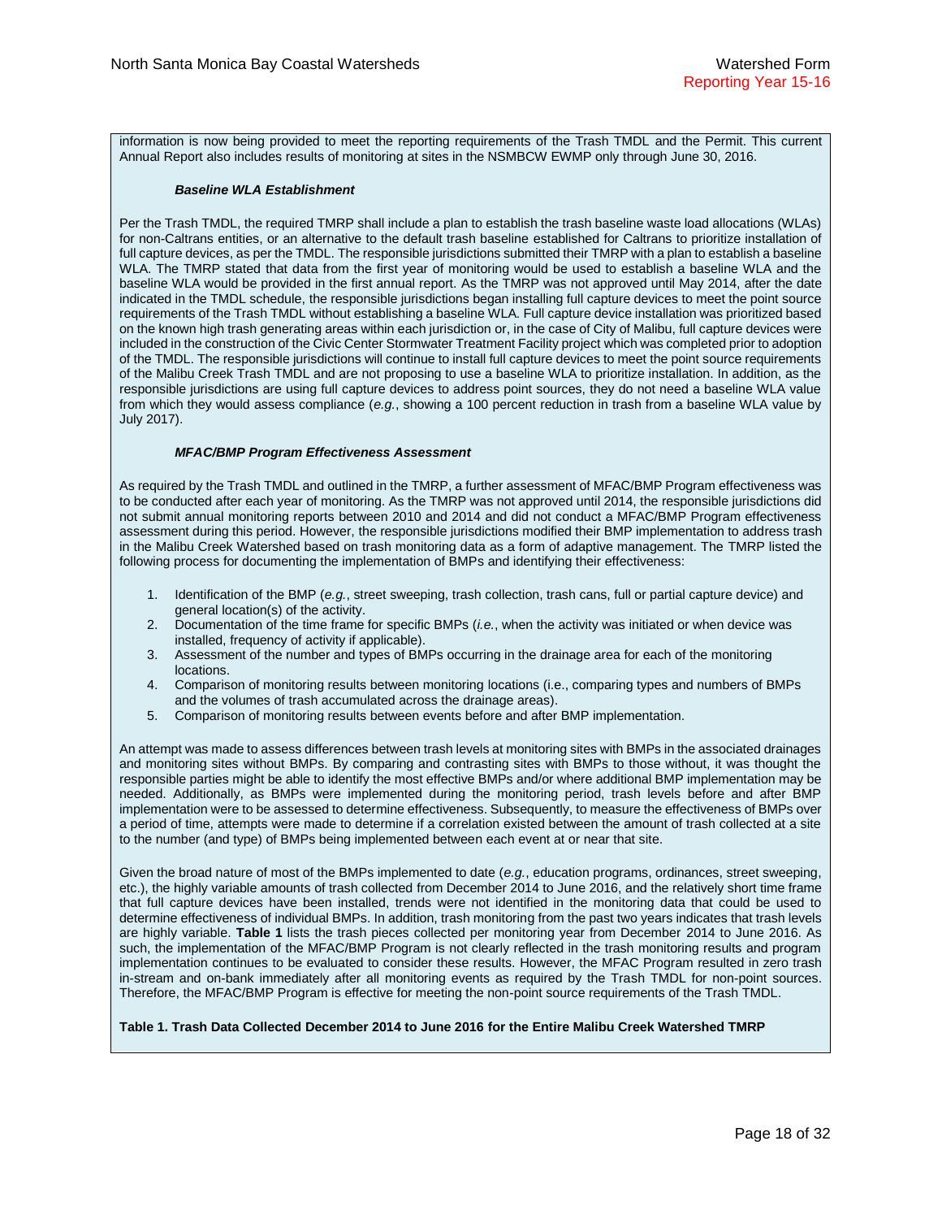information is now being provided to meet the reporting requirements of the Trash TMDL and the Permit. This current Annual Report also includes results of monitoring at sites in the NSMBCW EWMP only through June 30, 2016.

***Baseline WLA Establishment***

Per the Trash TMDL, the required TMRP shall include a plan to establish the trash baseline waste load allocations (WLAs) for non-Caltrans entities, or an alternative to the default trash baseline established for Caltrans to prioritize installation of full capture devices, as per the TMDL. The responsible jurisdictions submitted their TMRP with a plan to establish a baseline WLA. The TMRP stated that data from the first year of monitoring would be used to establish a baseline WLA and the baseline WLA would be provided in the first annual report. As the TMRP was not approved until May 2014, after the date indicated in the TMDL schedule, the responsible jurisdictions began installing full capture devices to meet the point source requirements of the Trash TMDL without establishing a baseline WLA. Full capture device installation was prioritized based on the known high trash generating areas within each jurisdiction or, in the case of City of Malibu, full capture devices were included in the construction of the Civic Center Stormwater Treatment Facility project which was completed prior to adoption of the TMDL. The responsible jurisdictions will continue to install full capture devices to meet the point source requirements of the Malibu Creek Trash TMDL and are not proposing to use a baseline WLA to prioritize installation. In addition, as the responsible jurisdictions are using full capture devices to address point sources, they do not need a baseline WLA value from which they would assess compliance (*e.g.*, showing a 100 percent reduction in trash from a baseline WLA value by July 2017).

***MFAC/BMP Program Effectiveness Assessment***

As required by the Trash TMDL and outlined in the TMRP, a further assessment of MFAC/BMP Program effectiveness was to be conducted after each year of monitoring. As the TMRP was not approved until 2014, the responsible jurisdictions did not submit annual monitoring reports between 2010 and 2014 and did not conduct a MFAC/BMP Program effectiveness assessment during this period. However, the responsible jurisdictions modified their BMP implementation to address trash in the Malibu Creek Watershed based on trash monitoring data as a form of adaptive management. The TMRP listed the following process for documenting the implementation of BMPs and identifying their effectiveness:

1. Identification of the BMP (*e.g.*, street sweeping, trash collection, trash cans, full or partial capture device) and general location(s) of the activity.
2. Documentation of the time frame for specific BMPs (*i.e.*, when the activity was initiated or when device was installed, frequency of activity if applicable).
3. Assessment of the number and types of BMPs occurring in the drainage area for each of the monitoring locations.
4. Comparison of monitoring results between monitoring locations (i.e., comparing types and numbers of BMPs and the volumes of trash accumulated across the drainage areas).
5. Comparison of monitoring results between events before and after BMP implementation.

An attempt was made to assess differences between trash levels at monitoring sites with BMPs in the associated drainages and monitoring sites without BMPs. By comparing and contrasting sites with BMPs to those without, it was thought the responsible parties might be able to identify the most effective BMPs and/or where additional BMP implementation may be needed. Additionally, as BMPs were implemented during the monitoring period, trash levels before and after BMP implementation were to be assessed to determine effectiveness. Subsequently, to measure the effectiveness of BMPs over a period of time, attempts were made to determine if a correlation existed between the amount of trash collected at a site to the number (and type) of BMPs being implemented between each event at or near that site.

Given the broad nature of most of the BMPs implemented to date (*e.g.*, education programs, ordinances, street sweeping, etc.), the highly variable amounts of trash collected from December 2014 to June 2016, and the relatively short time frame that full capture devices have been installed, trends were not identified in the monitoring data that could be used to determine effectiveness of individual BMPs. In addition, trash monitoring from the past two years indicates that trash levels are highly variable. **Table 1** lists the trash pieces collected per monitoring year from December 2014 to June 2016. As such, the implementation of the MFAC/BMP Program is not clearly reflected in the trash monitoring results and program implementation continues to be evaluated to consider these results. However, the MFAC Program resulted in zero trash in-stream and on-bank immediately after all monitoring events as required by the Trash TMDL for non-point sources. Therefore, the MFAC/BMP Program is effective for meeting the non-point source requirements of the Trash TMDL.

**Table 1. Trash Data Collected December 2014 to June 2016 for the Entire Malibu Creek Watershed TMRP**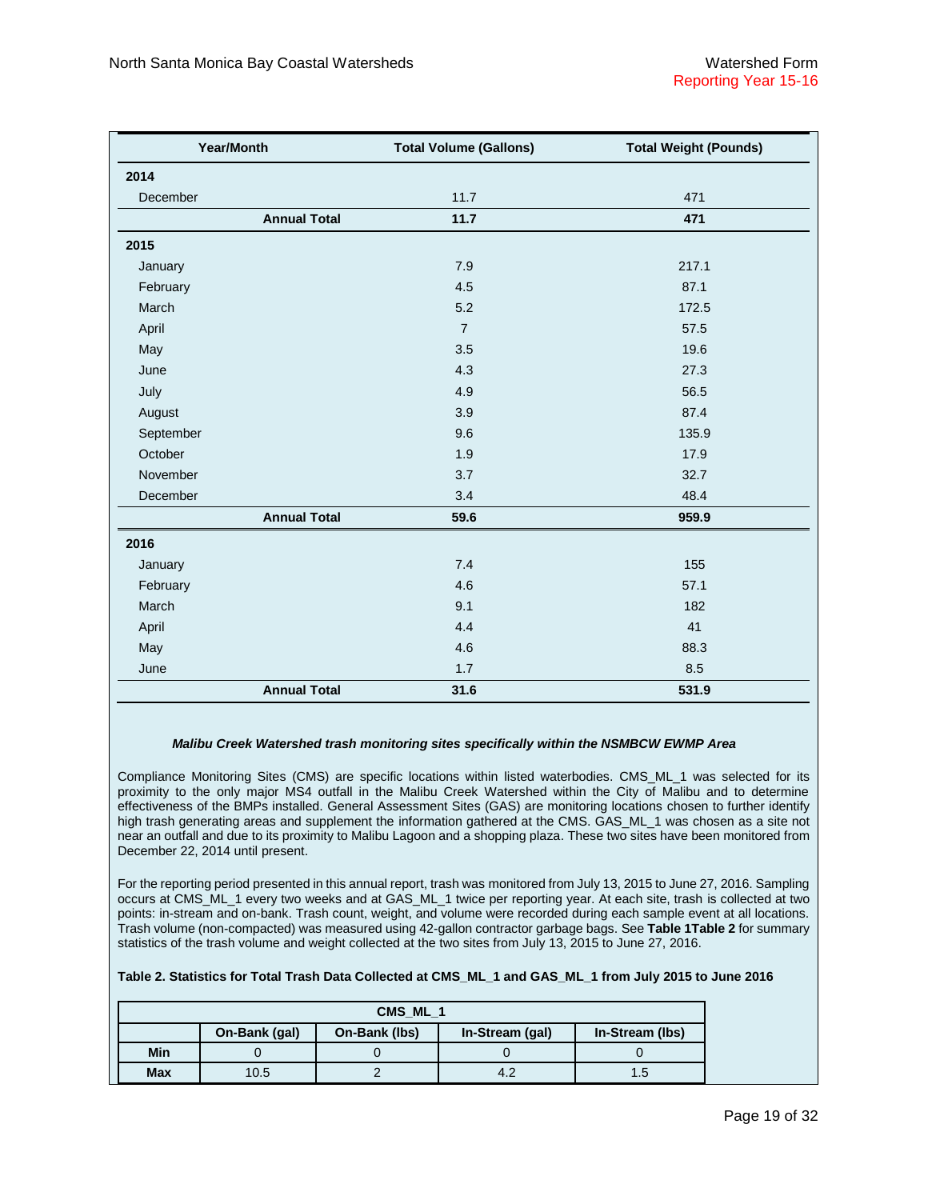| Year/Month | Total Volume (Gallons) | Total Weight (Pounds) |
|---|---|---|
| **2014** | | |
| December | 11.7 | 471 |
| **Annual Total** | **11.7** | **471** |
| **2015** | | |
| January | 7.9 | 217.1 |
| February | 4.5 | 87.1 |
| March | 5.2 | 172.5 |
| April | 7 | 57.5 |
| May | 3.5 | 19.6 |
| June | 4.3 | 27.3 |
| July | 4.9 | 56.5 |
| August | 3.9 | 87.4 |
| September | 9.6 | 135.9 |
| October | 1.9 | 17.9 |
| November | 3.7 | 32.7 |
| December | 3.4 | 48.4 |
| **Annual Total** | **59.6** | **959.9** |
| **2016** | | |
| January | 7.4 | 155 |
| February | 4.6 | 57.1 |
| March | 9.1 | 182 |
| April | 4.4 | 41 |
| May | 4.6 | 88.3 |
| June | 1.7 | 8.5 |
| **Annual Total** | **31.6** | **531.9** |

***Malibu Creek Watershed trash monitoring sites specifically within the NSMBCW EWMP Area***

Compliance Monitoring Sites (CMS) are specific locations within listed waterbodies. CMS_ML_1 was selected for its proximity to the only major MS4 outfall in the Malibu Creek Watershed within the City of Malibu and to determine effectiveness of the BMPs installed. General Assessment Sites (GAS) are monitoring locations chosen to further identify high trash generating areas and supplement the information gathered at the CMS. GAS_ML_1 was chosen as a site not near an outfall and due to its proximity to Malibu Lagoon and a shopping plaza. These two sites have been monitored from December 22, 2014 until present.

For the reporting period presented in this annual report, trash was monitored from July 13, 2015 to June 27, 2016. Sampling occurs at CMS_ML_1 every two weeks and at GAS_ML_1 twice per reporting year. At each site, trash is collected at two points: in-stream and on-bank. Trash count, weight, and volume were recorded during each sample event at all locations. Trash volume (non-compacted) was measured using 42-gallon contractor garbage bags. See **Table 1Table 2** for summary statistics of the trash volume and weight collected at the two sites from July 13, 2015 to June 27, 2016.

**Table 2. Statistics for Total Trash Data Collected at CMS_ML_1 and GAS_ML_1 from July 2015 to June 2016**

| CMS_ML_1 | | | | |
|---|---|---|---|---|
| | On-Bank (gal) | On-Bank (lbs) | In-Stream (gal) | In-Stream (lbs) |
| **Min** | 0 | 0 | 0 | 0 |
| **Max** | 10.5 | 2 | 4.2 | 1.5 |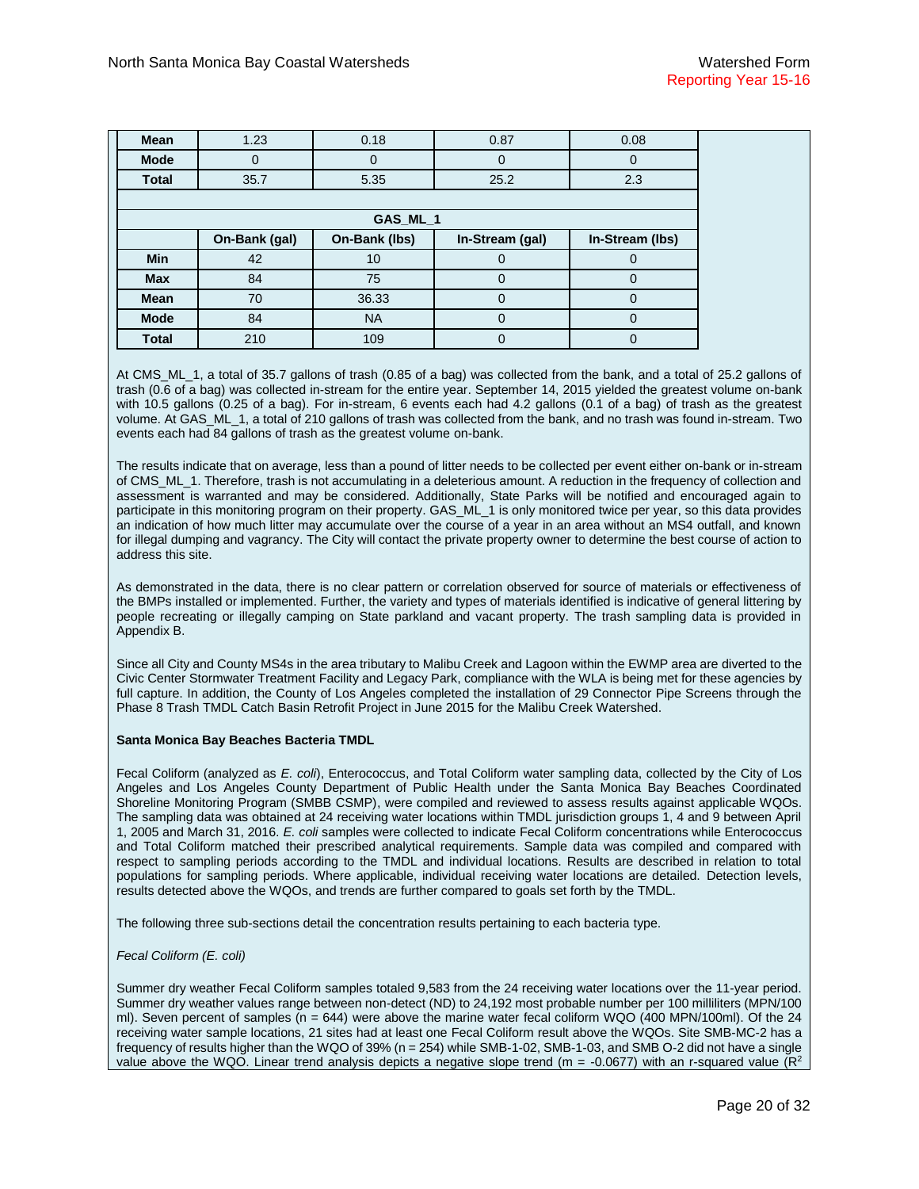| | | | | |
|---|---|---|---|---|
| **Mean** | 1.23 | 0.18 | 0.87 | 0.08 |
| **Mode** | 0 | 0 | 0 | 0 |
| **Total** | 35.7 | 5.35 | 25.2 | 2.3 |

| GAS_ML_1 | | | | |
|---|---|---|---|---|
| | **On-Bank (gal)** | **On-Bank (lbs)** | **In-Stream (gal)** | **In-Stream (lbs)** |
| **Min** | 42 | 10 | 0 | 0 |
| **Max** | 84 | 75 | 0 | 0 |
| **Mean** | 70 | 36.33 | 0 | 0 |
| **Mode** | 84 | NA | 0 | 0 |
| **Total** | 210 | 109 | 0 | 0 |

At CMS_ML_1, a total of 35.7 gallons of trash (0.85 of a bag) was collected from the bank, and a total of 25.2 gallons of trash (0.6 of a bag) was collected in-stream for the entire year. September 14, 2015 yielded the greatest volume on-bank with 10.5 gallons (0.25 of a bag). For in-stream, 6 events each had 4.2 gallons (0.1 of a bag) of trash as the greatest volume. At GAS_ML_1, a total of 210 gallons of trash was collected from the bank, and no trash was found in-stream. Two events each had 84 gallons of trash as the greatest volume on-bank.

The results indicate that on average, less than a pound of litter needs to be collected per event either on-bank or in-stream of CMS_ML_1. Therefore, trash is not accumulating in a deleterious amount. A reduction in the frequency of collection and assessment is warranted and may be considered. Additionally, State Parks will be notified and encouraged again to participate in this monitoring program on their property. GAS_ML_1 is only monitored twice per year, so this data provides an indication of how much litter may accumulate over the course of a year in an area without an MS4 outfall, and known for illegal dumping and vagrancy. The City will contact the private property owner to determine the best course of action to address this site.

As demonstrated in the data, there is no clear pattern or correlation observed for source of materials or effectiveness of the BMPs installed or implemented. Further, the variety and types of materials identified is indicative of general littering by people recreating or illegally camping on State parkland and vacant property. The trash sampling data is provided in Appendix B.

Since all City and County MS4s in the area tributary to Malibu Creek and Lagoon within the EWMP area are diverted to the Civic Center Stormwater Treatment Facility and Legacy Park, compliance with the WLA is being met for these agencies by full capture. In addition, the County of Los Angeles completed the installation of 29 Connector Pipe Screens through the Phase 8 Trash TMDL Catch Basin Retrofit Project in June 2015 for the Malibu Creek Watershed.

**Santa Monica Bay Beaches Bacteria TMDL**

Fecal Coliform (analyzed as *E. coli*), Enterococcus, and Total Coliform water sampling data, collected by the City of Los Angeles and Los Angeles County Department of Public Health under the Santa Monica Bay Beaches Coordinated Shoreline Monitoring Program (SMBB CSMP), were compiled and reviewed to assess results against applicable WQOs. The sampling data was obtained at 24 receiving water locations within TMDL jurisdiction groups 1, 4 and 9 between April 1, 2005 and March 31, 2016. *E. coli* samples were collected to indicate Fecal Coliform concentrations while Enterococcus and Total Coliform matched their prescribed analytical requirements. Sample data was compiled and compared with respect to sampling periods according to the TMDL and individual locations. Results are described in relation to total populations for sampling periods. Where applicable, individual receiving water locations are detailed. Detection levels, results detected above the WQOs, and trends are further compared to goals set forth by the TMDL.

The following three sub-sections detail the concentration results pertaining to each bacteria type.

*Fecal Coliform (E. coli)*

Summer dry weather Fecal Coliform samples totaled 9,583 from the 24 receiving water locations over the 11-year period. Summer dry weather values range between non-detect (ND) to 24,192 most probable number per 100 milliliters (MPN/100 ml). Seven percent of samples (n = 644) were above the marine water fecal coliform WQO (400 MPN/100ml). Of the 24 receiving water sample locations, 21 sites had at least one Fecal Coliform result above the WQOs. Site SMB-MC-2 has a frequency of results higher than the WQO of 39% (n = 254) while SMB-1-02, SMB-1-03, and SMB O-2 did not have a single value above the WQO. Linear trend analysis depicts a negative slope trend (m = -0.0677) with an r-squared value ($R^2$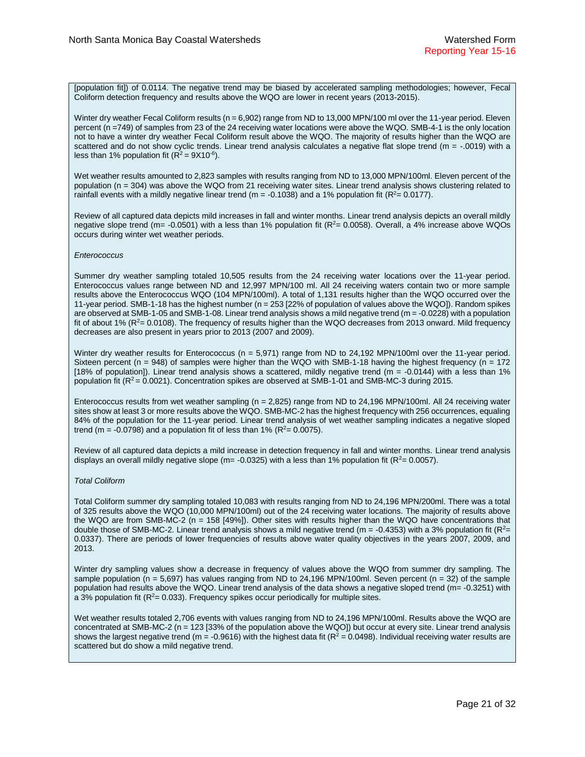[population fit]) of 0.0114. The negative trend may be biased by accelerated sampling methodologies; however, Fecal Coliform detection frequency and results above the WQO are lower in recent years (2013-2015).

Winter dry weather Fecal Coliform results (n = 6,902) range from ND to 13,000 MPN/100 ml over the 11-year period. Eleven percent (n =749) of samples from 23 of the 24 receiving water locations were above the WQO. SMB-4-1 is the only location not to have a winter dry weather Fecal Coliform result above the WQO. The majority of results higher than the WQO are scattered and do not show cyclic trends. Linear trend analysis calculates a negative flat slope trend (m = -.0019) with a less than 1% population fit ($R^2 = 9X10^{-6}$).

Wet weather results amounted to 2,823 samples with results ranging from ND to 13,000 MPN/100ml. Eleven percent of the population (n = 304) was above the WQO from 21 receiving water sites. Linear trend analysis shows clustering related to rainfall events with a mildly negative linear trend (m = -0.1038) and a 1% population fit ($R^2$= 0.0177).

Review of all captured data depicts mild increases in fall and winter months. Linear trend analysis depicts an overall mildly negative slope trend (m= -0.0501) with a less than 1% population fit ($R^2$= 0.0058). Overall, a 4% increase above WQOs occurs during winter wet weather periods.

*Enterococcus*

Summer dry weather sampling totaled 10,505 results from the 24 receiving water locations over the 11-year period. Enterococcus values range between ND and 12,997 MPN/100 ml. All 24 receiving waters contain two or more sample results above the Enterococcus WQO (104 MPN/100ml). A total of 1,131 results higher than the WQO occurred over the 11-year period. SMB-1-18 has the highest number (n = 253 [22% of population of values above the WQO]). Random spikes are observed at SMB-1-05 and SMB-1-08. Linear trend analysis shows a mild negative trend (m = -0.0228) with a population fit of about 1% ($R^2$= 0.0108). The frequency of results higher than the WQO decreases from 2013 onward. Mild frequency decreases are also present in years prior to 2013 (2007 and 2009).

Winter dry weather results for Enterococcus (n = 5,971) range from ND to 24,192 MPN/100ml over the 11-year period. Sixteen percent (n = 948) of samples were higher than the WQO with SMB-1-18 having the highest frequency (n = 172 [18% of population]). Linear trend shows a scattered, mildly negative trend (m = -0.0144) with a less than 1% population fit ($R^2$ = 0.0021). Concentration spikes are observed at SMB-1-01 and SMB-MC-3 during 2015.

Enterococcus results from wet weather sampling (n = 2,825) range from ND to 24,196 MPN/100ml. All 24 receiving water sites show at least 3 or more results above the WQO. SMB-MC-2 has the highest frequency with 256 occurrences, equaling 84% of the population for the 11-year period. Linear trend analysis of wet weather sampling indicates a negative sloped trend (m = -0.0798) and a population fit of less than 1% ($R^2$= 0.0075).

Review of all captured data depicts a mild increase in detection frequency in fall and winter months. Linear trend analysis displays an overall mildly negative slope (m= -0.0325) with a less than 1% population fit ($R^2$= 0.0057).

*Total Coliform*

Total Coliform summer dry sampling totaled 10,083 with results ranging from ND to 24,196 MPN/200ml. There was a total of 325 results above the WQO (10,000 MPN/100ml) out of the 24 receiving water locations. The majority of results above the WQO are from SMB-MC-2 (n = 158 [49%]). Other sites with results higher than the WQO have concentrations that double those of SMB-MC-2. Linear trend analysis shows a mild negative trend (m = -0.4353) with a 3% population fit ($R^2$= 0.0337). There are periods of lower frequencies of results above water quality objectives in the years 2007, 2009, and 2013.

Winter dry sampling values show a decrease in frequency of values above the WQO from summer dry sampling. The sample population (n = 5,697) has values ranging from ND to 24,196 MPN/100ml. Seven percent (n = 32) of the sample population had results above the WQO. Linear trend analysis of the data shows a negative sloped trend (m= -0.3251) with a 3% population fit ($R^2$= 0.033). Frequency spikes occur periodically for multiple sites.

Wet weather results totaled 2,706 events with values ranging from ND to 24,196 MPN/100ml. Results above the WQO are concentrated at SMB-MC-2 (n = 123 [33% of the population above the WQO]) but occur at every site. Linear trend analysis shows the largest negative trend (m = -0.9616) with the highest data fit ($R^2$ = 0.0498). Individual receiving water results are scattered but do show a mild negative trend.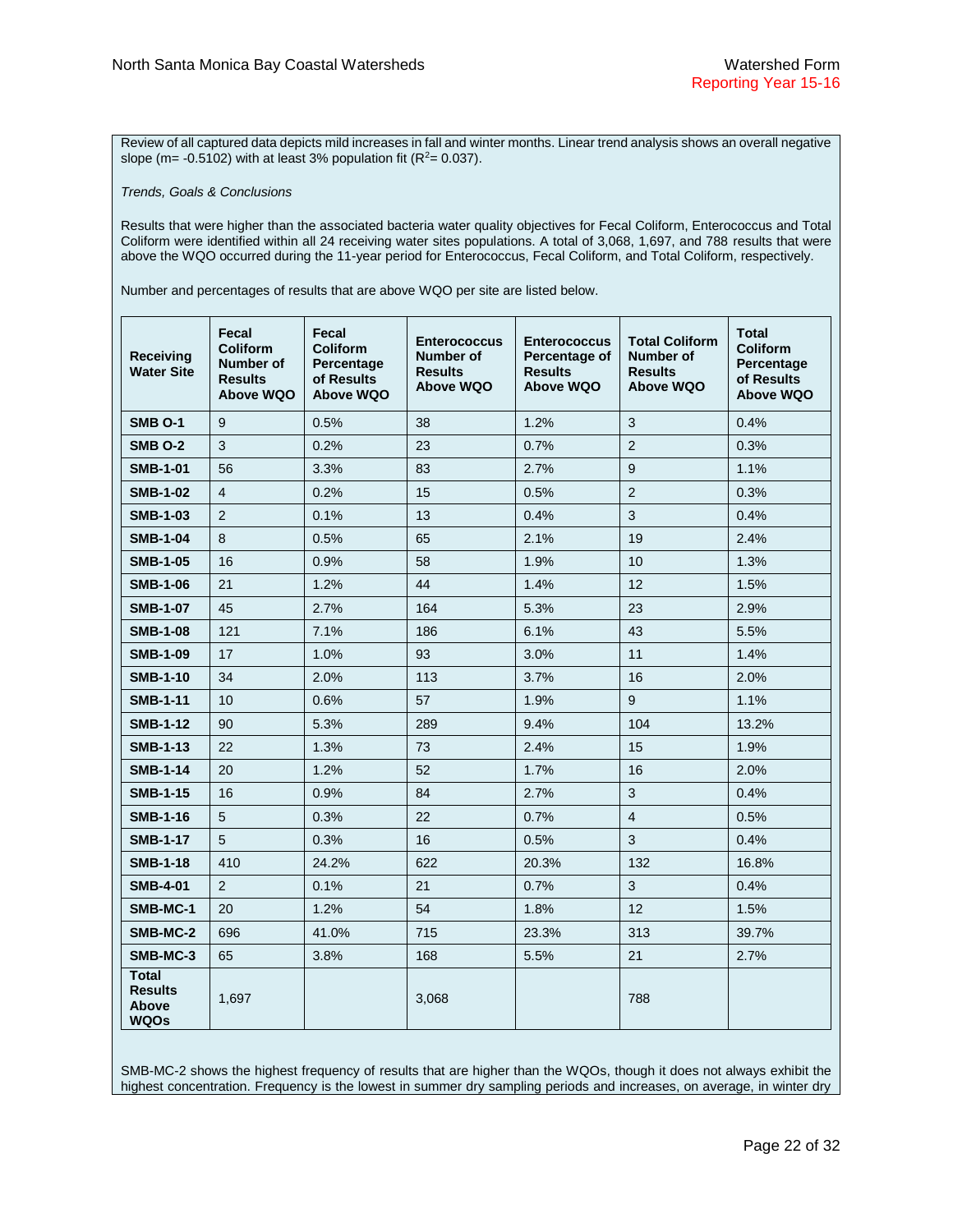Review of all captured data depicts mild increases in fall and winter months. Linear trend analysis shows an overall negative slope (m= -0.5102) with at least 3% population fit ($R^2$= 0.037).

*Trends, Goals & Conclusions*

Results that were higher than the associated bacteria water quality objectives for Fecal Coliform, Enterococcus and Total Coliform were identified within all 24 receiving water sites populations. A total of 3,068, 1,697, and 788 results that were above the WQO occurred during the 11-year period for Enterococcus, Fecal Coliform, and Total Coliform, respectively.

Number and percentages of results that are above WQO per site are listed below.

| Receiving Water Site | Fecal Coliform Number of Results Above WQO | Fecal Coliform Percentage of Results Above WQO | Enterococcus Number of Results Above WQO | Enterococcus Percentage of Results Above WQO | Total Coliform Number of Results Above WQO | Total Coliform Percentage of Results Above WQO |
|---|---|---|---|---|---|---|
| **SMB O-1** | 9 | 0.5% | 38 | 1.2% | 3 | 0.4% |
| **SMB O-2** | 3 | 0.2% | 23 | 0.7% | 2 | 0.3% |
| **SMB-1-01** | 56 | 3.3% | 83 | 2.7% | 9 | 1.1% |
| **SMB-1-02** | 4 | 0.2% | 15 | 0.5% | 2 | 0.3% |
| **SMB-1-03** | 2 | 0.1% | 13 | 0.4% | 3 | 0.4% |
| **SMB-1-04** | 8 | 0.5% | 65 | 2.1% | 19 | 2.4% |
| **SMB-1-05** | 16 | 0.9% | 58 | 1.9% | 10 | 1.3% |
| **SMB-1-06** | 21 | 1.2% | 44 | 1.4% | 12 | 1.5% |
| **SMB-1-07** | 45 | 2.7% | 164 | 5.3% | 23 | 2.9% |
| **SMB-1-08** | 121 | 7.1% | 186 | 6.1% | 43 | 5.5% |
| **SMB-1-09** | 17 | 1.0% | 93 | 3.0% | 11 | 1.4% |
| **SMB-1-10** | 34 | 2.0% | 113 | 3.7% | 16 | 2.0% |
| **SMB-1-11** | 10 | 0.6% | 57 | 1.9% | 9 | 1.1% |
| **SMB-1-12** | 90 | 5.3% | 289 | 9.4% | 104 | 13.2% |
| **SMB-1-13** | 22 | 1.3% | 73 | 2.4% | 15 | 1.9% |
| **SMB-1-14** | 20 | 1.2% | 52 | 1.7% | 16 | 2.0% |
| **SMB-1-15** | 16 | 0.9% | 84 | 2.7% | 3 | 0.4% |
| **SMB-1-16** | 5 | 0.3% | 22 | 0.7% | 4 | 0.5% |
| **SMB-1-17** | 5 | 0.3% | 16 | 0.5% | 3 | 0.4% |
| **SMB-1-18** | 410 | 24.2% | 622 | 20.3% | 132 | 16.8% |
| **SMB-4-01** | 2 | 0.1% | 21 | 0.7% | 3 | 0.4% |
| **SMB-MC-1** | 20 | 1.2% | 54 | 1.8% | 12 | 1.5% |
| **SMB-MC-2** | 696 | 41.0% | 715 | 23.3% | 313 | 39.7% |
| **SMB-MC-3** | 65 | 3.8% | 168 | 5.5% | 21 | 2.7% |
| **Total Results Above WQOs** | 1,697 | | 3,068 | | 788 | |

SMB-MC-2 shows the highest frequency of results that are higher than the WQOs, though it does not always exhibit the highest concentration. Frequency is the lowest in summer dry sampling periods and increases, on average, in winter dry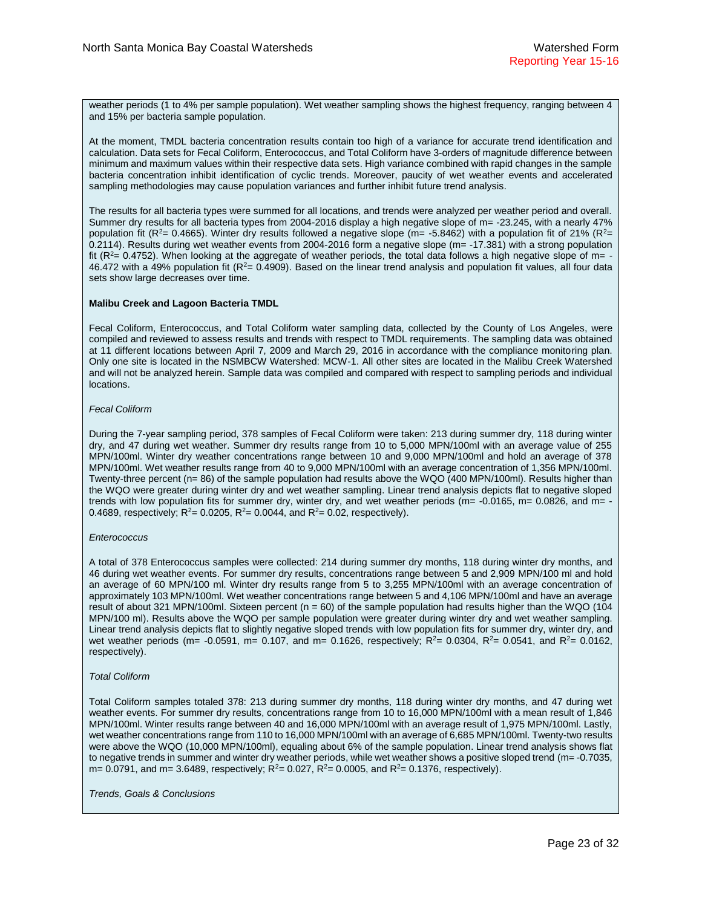weather periods (1 to 4% per sample population). Wet weather sampling shows the highest frequency, ranging between 4 and 15% per bacteria sample population.

At the moment, TMDL bacteria concentration results contain too high of a variance for accurate trend identification and calculation. Data sets for Fecal Coliform, Enterococcus, and Total Coliform have 3-orders of magnitude difference between minimum and maximum values within their respective data sets. High variance combined with rapid changes in the sample bacteria concentration inhibit identification of cyclic trends. Moreover, paucity of wet weather events and accelerated sampling methodologies may cause population variances and further inhibit future trend analysis.

The results for all bacteria types were summed for all locations, and trends were analyzed per weather period and overall. Summer dry results for all bacteria types from 2004-2016 display a high negative slope of m= -23.245, with a nearly 47% population fit ($R^2$= 0.4665). Winter dry results followed a negative slope (m= -5.8462) with a population fit of 21% ($R^2$= 0.2114). Results during wet weather events from 2004-2016 form a negative slope (m= -17.381) with a strong population fit ($R^2$= 0.4752). When looking at the aggregate of weather periods, the total data follows a high negative slope of m= -46.472 with a 49% population fit ($R^2$= 0.4909). Based on the linear trend analysis and population fit values, all four data sets show large decreases over time.

**Malibu Creek and Lagoon Bacteria TMDL**

Fecal Coliform, Enterococcus, and Total Coliform water sampling data, collected by the County of Los Angeles, were compiled and reviewed to assess results and trends with respect to TMDL requirements. The sampling data was obtained at 11 different locations between April 7, 2009 and March 29, 2016 in accordance with the compliance monitoring plan. Only one site is located in the NSMBCW Watershed: MCW-1. All other sites are located in the Malibu Creek Watershed and will not be analyzed herein. Sample data was compiled and compared with respect to sampling periods and individual locations.

*Fecal Coliform*

During the 7-year sampling period, 378 samples of Fecal Coliform were taken: 213 during summer dry, 118 during winter dry, and 47 during wet weather. Summer dry results range from 10 to 5,000 MPN/100ml with an average value of 255 MPN/100ml. Winter dry weather concentrations range between 10 and 9,000 MPN/100ml and hold an average of 378 MPN/100ml. Wet weather results range from 40 to 9,000 MPN/100ml with an average concentration of 1,356 MPN/100ml. Twenty-three percent (n= 86) of the sample population had results above the WQO (400 MPN/100ml). Results higher than the WQO were greater during winter dry and wet weather sampling. Linear trend analysis depicts flat to negative sloped trends with low population fits for summer dry, winter dry, and wet weather periods (m= -0.0165, m= 0.0826, and m= -0.4689, respectively; $R^2$= 0.0205, $R^2$= 0.0044, and $R^2$= 0.02, respectively).

*Enterococcus*

A total of 378 Enterococcus samples were collected: 214 during summer dry months, 118 during winter dry months, and 46 during wet weather events. For summer dry results, concentrations range between 5 and 2,909 MPN/100 ml and hold an average of 60 MPN/100 ml. Winter dry results range from 5 to 3,255 MPN/100ml with an average concentration of approximately 103 MPN/100ml. Wet weather concentrations range between 5 and 4,106 MPN/100ml and have an average result of about 321 MPN/100ml. Sixteen percent (n = 60) of the sample population had results higher than the WQO (104 MPN/100 ml). Results above the WQO per sample population were greater during winter dry and wet weather sampling. Linear trend analysis depicts flat to slightly negative sloped trends with low population fits for summer dry, winter dry, and wet weather periods (m= -0.0591, m= 0.107, and m= 0.1626, respectively; $R^2$= 0.0304, $R^2$= 0.0541, and $R^2$= 0.0162, respectively).

*Total Coliform*

Total Coliform samples totaled 378: 213 during summer dry months, 118 during winter dry months, and 47 during wet weather events. For summer dry results, concentrations range from 10 to 16,000 MPN/100ml with a mean result of 1,846 MPN/100ml. Winter results range between 40 and 16,000 MPN/100ml with an average result of 1,975 MPN/100ml. Lastly, wet weather concentrations range from 110 to 16,000 MPN/100ml with an average of 6,685 MPN/100ml. Twenty-two results were above the WQO (10,000 MPN/100ml), equaling about 6% of the sample population. Linear trend analysis shows flat to negative trends in summer and winter dry weather periods, while wet weather shows a positive sloped trend (m= -0.7035, m= 0.0791, and m= 3.6489, respectively; $R^2$= 0.027, $R^2$= 0.0005, and $R^2$= 0.1376, respectively).

*Trends, Goals & Conclusions*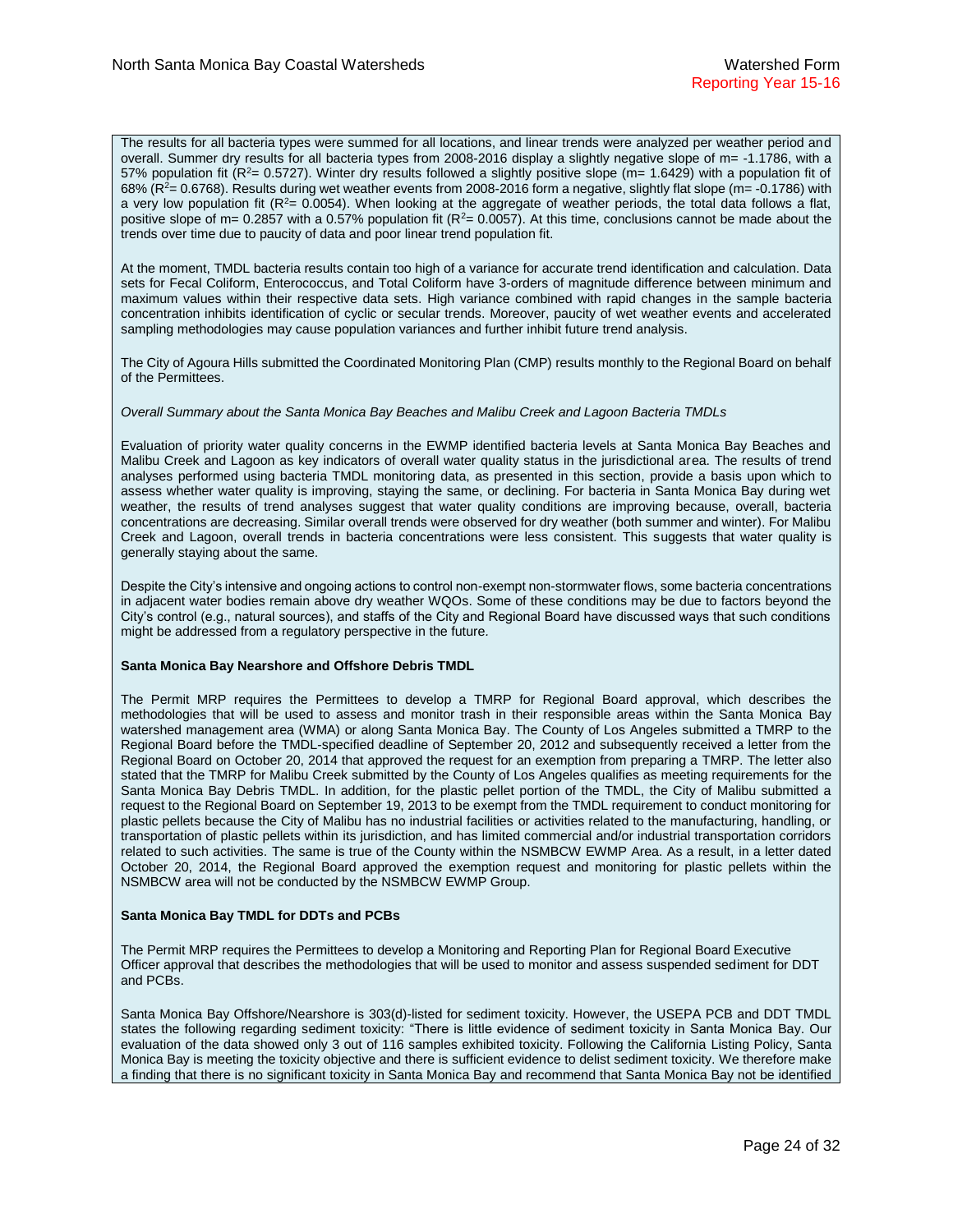The results for all bacteria types were summed for all locations, and linear trends were analyzed per weather period and overall. Summer dry results for all bacteria types from 2008-2016 display a slightly negative slope of m= -1.1786, with a 57% population fit ($R^2$= 0.5727). Winter dry results followed a slightly positive slope (m= 1.6429) with a population fit of 68% ($R^2$= 0.6768). Results during wet weather events from 2008-2016 form a negative, slightly flat slope (m= -0.1786) with a very low population fit ($R^2$= 0.0054). When looking at the aggregate of weather periods, the total data follows a flat, positive slope of m= 0.2857 with a 0.57% population fit ($R^2$= 0.0057). At this time, conclusions cannot be made about the trends over time due to paucity of data and poor linear trend population fit.

At the moment, TMDL bacteria results contain too high of a variance for accurate trend identification and calculation. Data sets for Fecal Coliform, Enterococcus, and Total Coliform have 3-orders of magnitude difference between minimum and maximum values within their respective data sets. High variance combined with rapid changes in the sample bacteria concentration inhibits identification of cyclic or secular trends. Moreover, paucity of wet weather events and accelerated sampling methodologies may cause population variances and further inhibit future trend analysis.

The City of Agoura Hills submitted the Coordinated Monitoring Plan (CMP) results monthly to the Regional Board on behalf of the Permittees.

*Overall Summary about the Santa Monica Bay Beaches and Malibu Creek and Lagoon Bacteria TMDLs*

Evaluation of priority water quality concerns in the EWMP identified bacteria levels at Santa Monica Bay Beaches and Malibu Creek and Lagoon as key indicators of overall water quality status in the jurisdictional area. The results of trend analyses performed using bacteria TMDL monitoring data, as presented in this section, provide a basis upon which to assess whether water quality is improving, staying the same, or declining. For bacteria in Santa Monica Bay during wet weather, the results of trend analyses suggest that water quality conditions are improving because, overall, bacteria concentrations are decreasing. Similar overall trends were observed for dry weather (both summer and winter). For Malibu Creek and Lagoon, overall trends in bacteria concentrations were less consistent. This suggests that water quality is generally staying about the same.

Despite the City's intensive and ongoing actions to control non-exempt non-stormwater flows, some bacteria concentrations in adjacent water bodies remain above dry weather WQOs. Some of these conditions may be due to factors beyond the City's control (e.g., natural sources), and staffs of the City and Regional Board have discussed ways that such conditions might be addressed from a regulatory perspective in the future.

**Santa Monica Bay Nearshore and Offshore Debris TMDL**

The Permit MRP requires the Permittees to develop a TMRP for Regional Board approval, which describes the methodologies that will be used to assess and monitor trash in their responsible areas within the Santa Monica Bay watershed management area (WMA) or along Santa Monica Bay. The County of Los Angeles submitted a TMRP to the Regional Board before the TMDL-specified deadline of September 20, 2012 and subsequently received a letter from the Regional Board on October 20, 2014 that approved the request for an exemption from preparing a TMRP. The letter also stated that the TMRP for Malibu Creek submitted by the County of Los Angeles qualifies as meeting requirements for the Santa Monica Bay Debris TMDL. In addition, for the plastic pellet portion of the TMDL, the City of Malibu submitted a request to the Regional Board on September 19, 2013 to be exempt from the TMDL requirement to conduct monitoring for plastic pellets because the City of Malibu has no industrial facilities or activities related to the manufacturing, handling, or transportation of plastic pellets within its jurisdiction, and has limited commercial and/or industrial transportation corridors related to such activities. The same is true of the County within the NSMBCW EWMP Area. As a result, in a letter dated October 20, 2014, the Regional Board approved the exemption request and monitoring for plastic pellets within the NSMBCW area will not be conducted by the NSMBCW EWMP Group.

**Santa Monica Bay TMDL for DDTs and PCBs**

The Permit MRP requires the Permittees to develop a Monitoring and Reporting Plan for Regional Board Executive Officer approval that describes the methodologies that will be used to monitor and assess suspended sediment for DDT and PCBs.

Santa Monica Bay Offshore/Nearshore is 303(d)-listed for sediment toxicity. However, the USEPA PCB and DDT TMDL states the following regarding sediment toxicity: "There is little evidence of sediment toxicity in Santa Monica Bay. Our evaluation of the data showed only 3 out of 116 samples exhibited toxicity. Following the California Listing Policy, Santa Monica Bay is meeting the toxicity objective and there is sufficient evidence to delist sediment toxicity. We therefore make a finding that there is no significant toxicity in Santa Monica Bay and recommend that Santa Monica Bay not be identified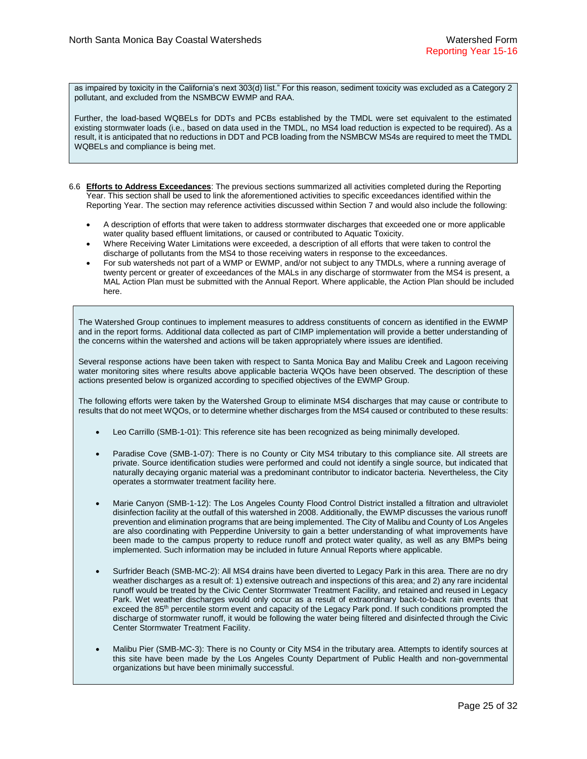as impaired by toxicity in the California's next 303(d) list." For this reason, sediment toxicity was excluded as a Category 2 pollutant, and excluded from the NSMBCW EWMP and RAA.

Further, the load-based WQBELs for DDTs and PCBs established by the TMDL were set equivalent to the estimated existing stormwater loads (i.e., based on data used in the TMDL, no MS4 load reduction is expected to be required). As a result, it is anticipated that no reductions in DDT and PCB loading from the NSMBCW MS4s are required to meet the TMDL WQBELs and compliance is being met.

6.6 **Efforts to Address Exceedances**: The previous sections summarized all activities completed during the Reporting Year. This section shall be used to link the aforementioned activities to specific exceedances identified within the Reporting Year. The section may reference activities discussed within Section 7 and would also include the following:

- A description of efforts that were taken to address stormwater discharges that exceeded one or more applicable water quality based effluent limitations, or caused or contributed to Aquatic Toxicity.
- Where Receiving Water Limitations were exceeded, a description of all efforts that were taken to control the discharge of pollutants from the MS4 to those receiving waters in response to the exceedances.
- For sub watersheds not part of a WMP or EWMP, and/or not subject to any TMDLs, where a running average of twenty percent or greater of exceedances of the MALs in any discharge of stormwater from the MS4 is present, a MAL Action Plan must be submitted with the Annual Report. Where applicable, the Action Plan should be included here.

The Watershed Group continues to implement measures to address constituents of concern as identified in the EWMP and in the report forms. Additional data collected as part of CIMP implementation will provide a better understanding of the concerns within the watershed and actions will be taken appropriately where issues are identified.

Several response actions have been taken with respect to Santa Monica Bay and Malibu Creek and Lagoon receiving water monitoring sites where results above applicable bacteria WQOs have been observed. The description of these actions presented below is organized according to specified objectives of the EWMP Group.

The following efforts were taken by the Watershed Group to eliminate MS4 discharges that may cause or contribute to results that do not meet WQOs, or to determine whether discharges from the MS4 caused or contributed to these results:

- Leo Carrillo (SMB-1-01): This reference site has been recognized as being minimally developed.

- Paradise Cove (SMB-1-07): There is no County or City MS4 tributary to this compliance site. All streets are private. Source identification studies were performed and could not identify a single source, but indicated that naturally decaying organic material was a predominant contributor to indicator bacteria. Nevertheless, the City operates a stormwater treatment facility here.

- Marie Canyon (SMB-1-12): The Los Angeles County Flood Control District installed a filtration and ultraviolet disinfection facility at the outfall of this watershed in 2008. Additionally, the EWMP discusses the various runoff prevention and elimination programs that are being implemented. The City of Malibu and County of Los Angeles are also coordinating with Pepperdine University to gain a better understanding of what improvements have been made to the campus property to reduce runoff and protect water quality, as well as any BMPs being implemented. Such information may be included in future Annual Reports where applicable.

- Surfrider Beach (SMB-MC-2): All MS4 drains have been diverted to Legacy Park in this area. There are no dry weather discharges as a result of: 1) extensive outreach and inspections of this area; and 2) any rare incidental runoff would be treated by the Civic Center Stormwater Treatment Facility, and retained and reused in Legacy Park. Wet weather discharges would only occur as a result of extraordinary back-to-back rain events that exceed the 85th percentile storm event and capacity of the Legacy Park pond. If such conditions prompted the discharge of stormwater runoff, it would be following the water being filtered and disinfected through the Civic Center Stormwater Treatment Facility.

- Malibu Pier (SMB-MC-3): There is no County or City MS4 in the tributary area. Attempts to identify sources at this site have been made by the Los Angeles County Department of Public Health and non-governmental organizations but have been minimally successful.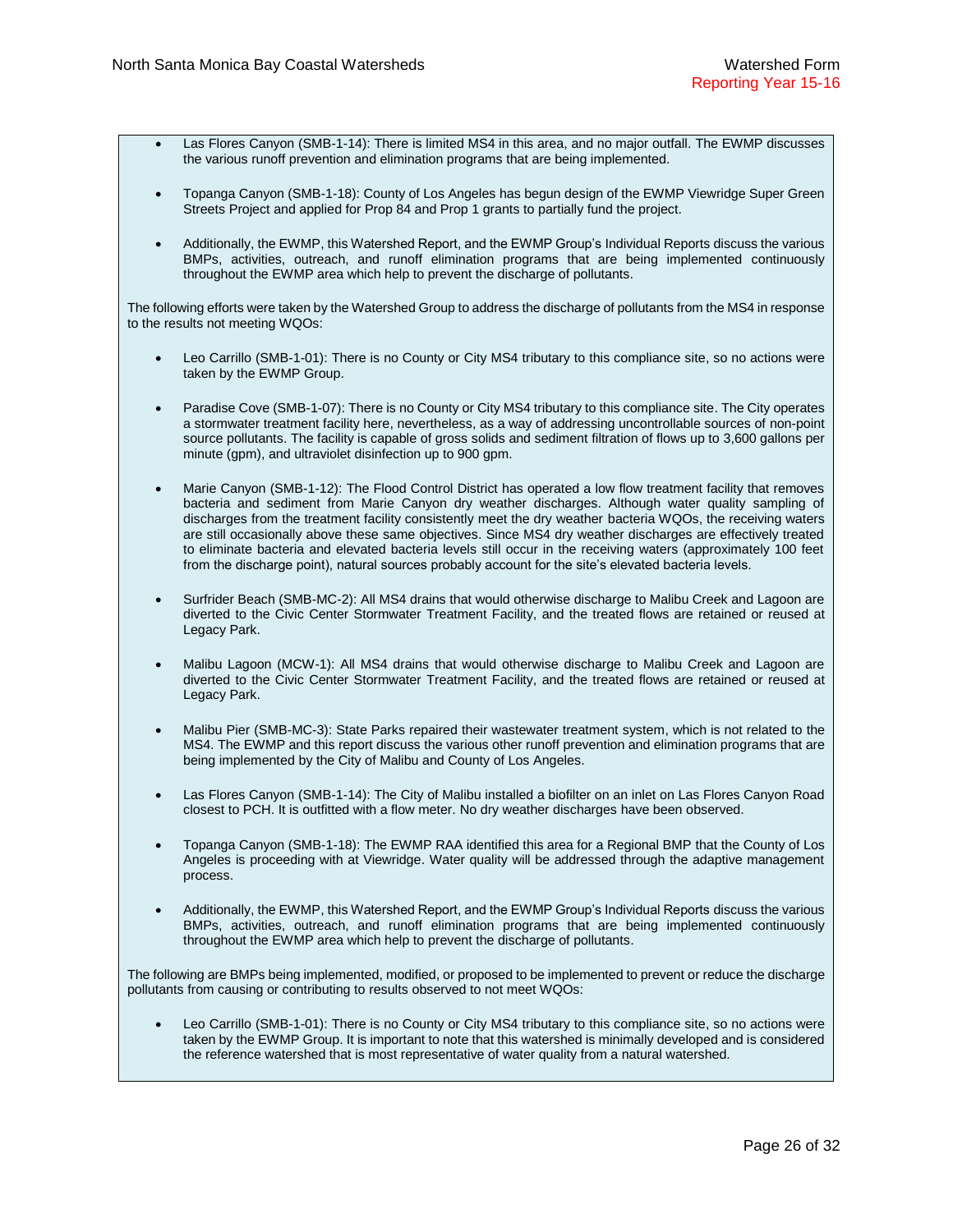- Las Flores Canyon (SMB-1-14): There is limited MS4 in this area, and no major outfall. The EWMP discusses the various runoff prevention and elimination programs that are being implemented.

- Topanga Canyon (SMB-1-18): County of Los Angeles has begun design of the EWMP Viewridge Super Green Streets Project and applied for Prop 84 and Prop 1 grants to partially fund the project.

- Additionally, the EWMP, this Watershed Report, and the EWMP Group's Individual Reports discuss the various BMPs, activities, outreach, and runoff elimination programs that are being implemented continuously throughout the EWMP area which help to prevent the discharge of pollutants.

The following efforts were taken by the Watershed Group to address the discharge of pollutants from the MS4 in response to the results not meeting WQOs:

- Leo Carrillo (SMB-1-01): There is no County or City MS4 tributary to this compliance site, so no actions were taken by the EWMP Group.

- Paradise Cove (SMB-1-07): There is no County or City MS4 tributary to this compliance site. The City operates a stormwater treatment facility here, nevertheless, as a way of addressing uncontrollable sources of non-point source pollutants. The facility is capable of gross solids and sediment filtration of flows up to 3,600 gallons per minute (gpm), and ultraviolet disinfection up to 900 gpm.

- Marie Canyon (SMB-1-12): The Flood Control District has operated a low flow treatment facility that removes bacteria and sediment from Marie Canyon dry weather discharges. Although water quality sampling of discharges from the treatment facility consistently meet the dry weather bacteria WQOs, the receiving waters are still occasionally above these same objectives. Since MS4 dry weather discharges are effectively treated to eliminate bacteria and elevated bacteria levels still occur in the receiving waters (approximately 100 feet from the discharge point), natural sources probably account for the site's elevated bacteria levels.

- Surfrider Beach (SMB-MC-2): All MS4 drains that would otherwise discharge to Malibu Creek and Lagoon are diverted to the Civic Center Stormwater Treatment Facility, and the treated flows are retained or reused at Legacy Park.

- Malibu Lagoon (MCW-1): All MS4 drains that would otherwise discharge to Malibu Creek and Lagoon are diverted to the Civic Center Stormwater Treatment Facility, and the treated flows are retained or reused at Legacy Park.

- Malibu Pier (SMB-MC-3): State Parks repaired their wastewater treatment system, which is not related to the MS4. The EWMP and this report discuss the various other runoff prevention and elimination programs that are being implemented by the City of Malibu and County of Los Angeles.

- Las Flores Canyon (SMB-1-14): The City of Malibu installed a biofilter on an inlet on Las Flores Canyon Road closest to PCH. It is outfitted with a flow meter. No dry weather discharges have been observed.

- Topanga Canyon (SMB-1-18): The EWMP RAA identified this area for a Regional BMP that the County of Los Angeles is proceeding with at Viewridge. Water quality will be addressed through the adaptive management process.

- Additionally, the EWMP, this Watershed Report, and the EWMP Group's Individual Reports discuss the various BMPs, activities, outreach, and runoff elimination programs that are being implemented continuously throughout the EWMP area which help to prevent the discharge of pollutants.

The following are BMPs being implemented, modified, or proposed to be implemented to prevent or reduce the discharge pollutants from causing or contributing to results observed to not meet WQOs:

- Leo Carrillo (SMB-1-01): There is no County or City MS4 tributary to this compliance site, so no actions were taken by the EWMP Group. It is important to note that this watershed is minimally developed and is considered the reference watershed that is most representative of water quality from a natural watershed.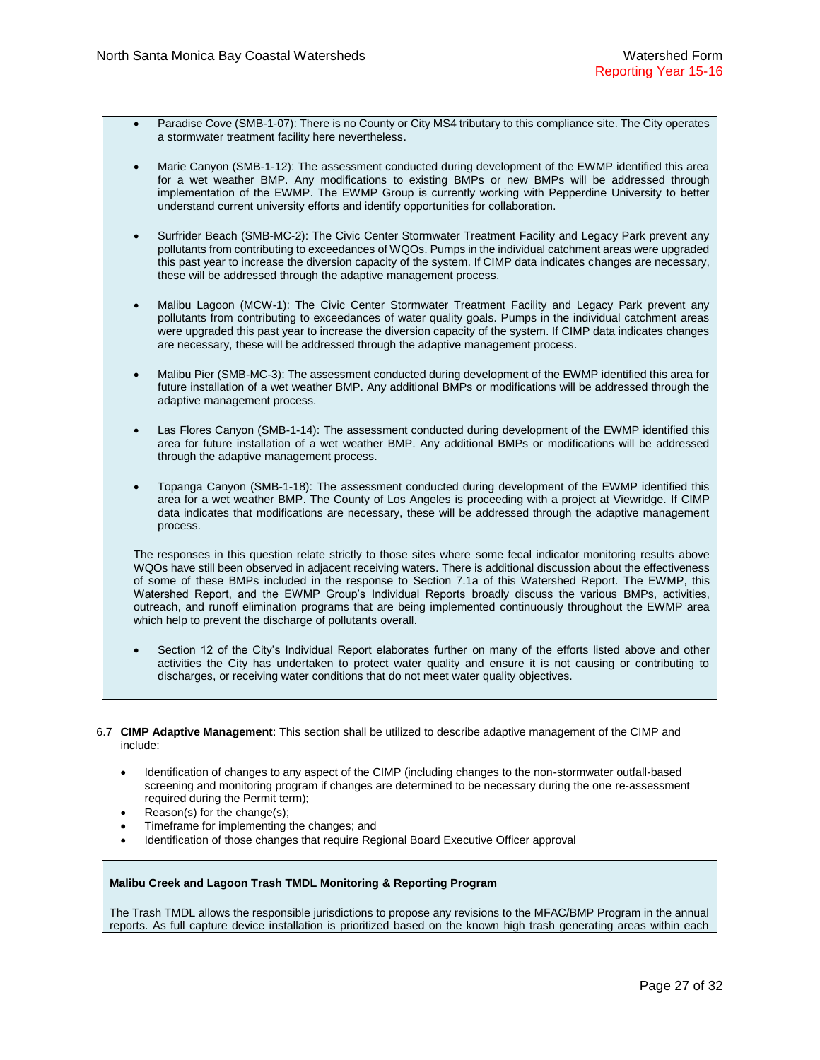- Paradise Cove (SMB-1-07): There is no County or City MS4 tributary to this compliance site. The City operates a stormwater treatment facility here nevertheless.

- Marie Canyon (SMB-1-12): The assessment conducted during development of the EWMP identified this area for a wet weather BMP. Any modifications to existing BMPs or new BMPs will be addressed through implementation of the EWMP. The EWMP Group is currently working with Pepperdine University to better understand current university efforts and identify opportunities for collaboration.

- Surfrider Beach (SMB-MC-2): The Civic Center Stormwater Treatment Facility and Legacy Park prevent any pollutants from contributing to exceedances of WQOs. Pumps in the individual catchment areas were upgraded this past year to increase the diversion capacity of the system. If CIMP data indicates changes are necessary, these will be addressed through the adaptive management process.

- Malibu Lagoon (MCW-1): The Civic Center Stormwater Treatment Facility and Legacy Park prevent any pollutants from contributing to exceedances of water quality goals. Pumps in the individual catchment areas were upgraded this past year to increase the diversion capacity of the system. If CIMP data indicates changes are necessary, these will be addressed through the adaptive management process.

- Malibu Pier (SMB-MC-3): The assessment conducted during development of the EWMP identified this area for future installation of a wet weather BMP. Any additional BMPs or modifications will be addressed through the adaptive management process.

- Las Flores Canyon (SMB-1-14): The assessment conducted during development of the EWMP identified this area for future installation of a wet weather BMP. Any additional BMPs or modifications will be addressed through the adaptive management process.

- Topanga Canyon (SMB-1-18): The assessment conducted during development of the EWMP identified this area for a wet weather BMP. The County of Los Angeles is proceeding with a project at Viewridge. If CIMP data indicates that modifications are necessary, these will be addressed through the adaptive management process.

The responses in this question relate strictly to those sites where some fecal indicator monitoring results above WQOs have still been observed in adjacent receiving waters. There is additional discussion about the effectiveness of some of these BMPs included in the response to Section 7.1a of this Watershed Report. The EWMP, this Watershed Report, and the EWMP Group's Individual Reports broadly discuss the various BMPs, activities, outreach, and runoff elimination programs that are being implemented continuously throughout the EWMP area which help to prevent the discharge of pollutants overall.

- Section 12 of the City's Individual Report elaborates further on many of the efforts listed above and other activities the City has undertaken to protect water quality and ensure it is not causing or contributing to discharges, or receiving water conditions that do not meet water quality objectives.

6.7 **CIMP Adaptive Management**: This section shall be utilized to describe adaptive management of the CIMP and include:

- Identification of changes to any aspect of the CIMP (including changes to the non-stormwater outfall-based screening and monitoring program if changes are determined to be necessary during the one re-assessment required during the Permit term);
- Reason(s) for the change(s);
- Timeframe for implementing the changes; and
- Identification of those changes that require Regional Board Executive Officer approval

**Malibu Creek and Lagoon Trash TMDL Monitoring & Reporting Program**

The Trash TMDL allows the responsible jurisdictions to propose any revisions to the MFAC/BMP Program in the annual reports. As full capture device installation is prioritized based on the known high trash generating areas within each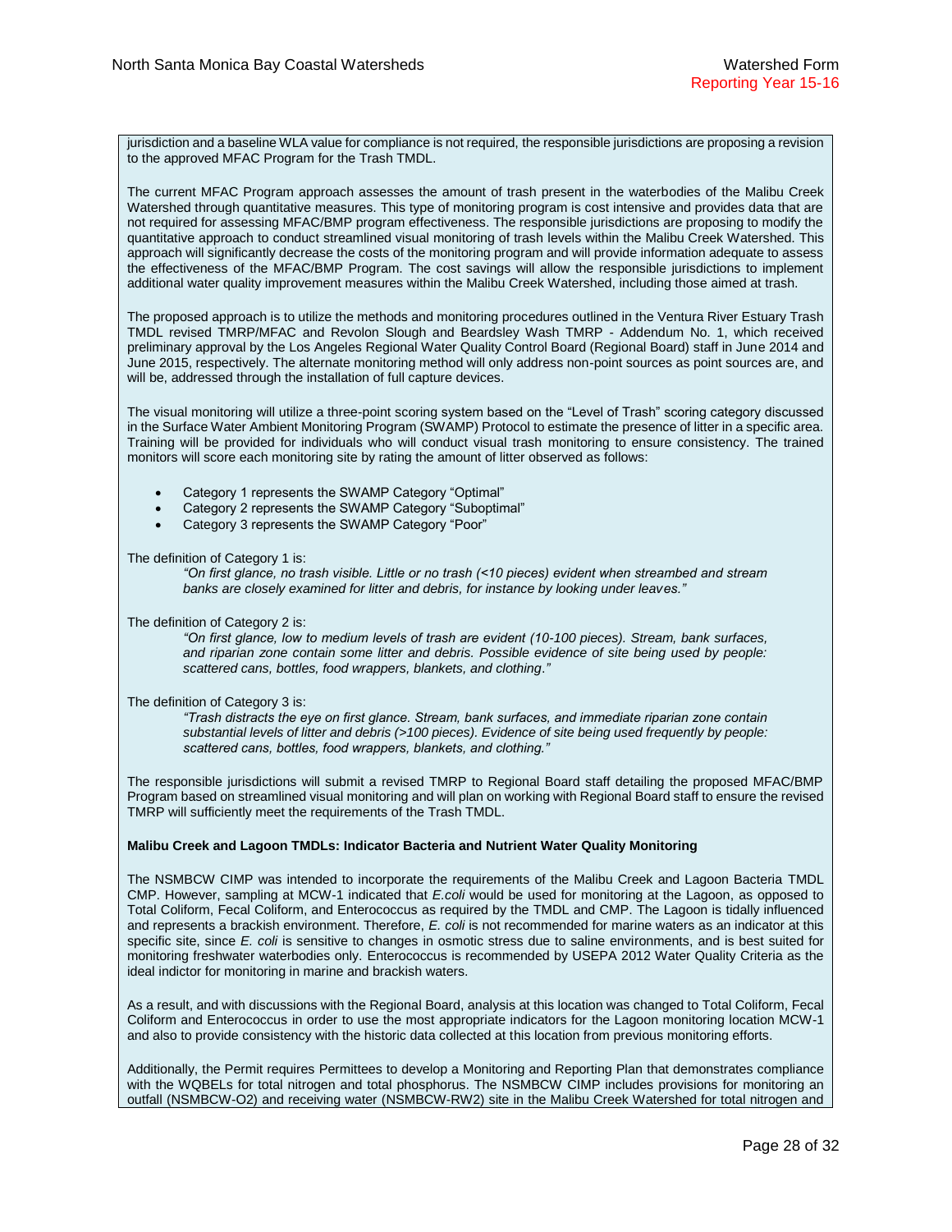jurisdiction and a baseline WLA value for compliance is not required, the responsible jurisdictions are proposing a revision to the approved MFAC Program for the Trash TMDL.

The current MFAC Program approach assesses the amount of trash present in the waterbodies of the Malibu Creek Watershed through quantitative measures. This type of monitoring program is cost intensive and provides data that are not required for assessing MFAC/BMP program effectiveness. The responsible jurisdictions are proposing to modify the quantitative approach to conduct streamlined visual monitoring of trash levels within the Malibu Creek Watershed. This approach will significantly decrease the costs of the monitoring program and will provide information adequate to assess the effectiveness of the MFAC/BMP Program. The cost savings will allow the responsible jurisdictions to implement additional water quality improvement measures within the Malibu Creek Watershed, including those aimed at trash.

The proposed approach is to utilize the methods and monitoring procedures outlined in the Ventura River Estuary Trash TMDL revised TMRP/MFAC and Revolon Slough and Beardsley Wash TMRP - Addendum No. 1, which received preliminary approval by the Los Angeles Regional Water Quality Control Board (Regional Board) staff in June 2014 and June 2015, respectively. The alternate monitoring method will only address non-point sources as point sources are, and will be, addressed through the installation of full capture devices.

The visual monitoring will utilize a three-point scoring system based on the "Level of Trash" scoring category discussed in the Surface Water Ambient Monitoring Program (SWAMP) Protocol to estimate the presence of litter in a specific area. Training will be provided for individuals who will conduct visual trash monitoring to ensure consistency. The trained monitors will score each monitoring site by rating the amount of litter observed as follows:

- Category 1 represents the SWAMP Category "Optimal"
- Category 2 represents the SWAMP Category "Suboptimal"
- Category 3 represents the SWAMP Category "Poor"

The definition of Category 1 is:

> *"On first glance, no trash visible. Little or no trash (<10 pieces) evident when streambed and stream banks are closely examined for litter and debris, for instance by looking under leaves."*

The definition of Category 2 is:

> *"On first glance, low to medium levels of trash are evident (10-100 pieces). Stream, bank surfaces, and riparian zone contain some litter and debris. Possible evidence of site being used by people: scattered cans, bottles, food wrappers, blankets, and clothing."*

The definition of Category 3 is:

> *"Trash distracts the eye on first glance. Stream, bank surfaces, and immediate riparian zone contain substantial levels of litter and debris (>100 pieces). Evidence of site being used frequently by people: scattered cans, bottles, food wrappers, blankets, and clothing."*

The responsible jurisdictions will submit a revised TMRP to Regional Board staff detailing the proposed MFAC/BMP Program based on streamlined visual monitoring and will plan on working with Regional Board staff to ensure the revised TMRP will sufficiently meet the requirements of the Trash TMDL.

**Malibu Creek and Lagoon TMDLs: Indicator Bacteria and Nutrient Water Quality Monitoring**

The NSMBCW CIMP was intended to incorporate the requirements of the Malibu Creek and Lagoon Bacteria TMDL CMP. However, sampling at MCW-1 indicated that *E.coli* would be used for monitoring at the Lagoon, as opposed to Total Coliform, Fecal Coliform, and Enterococcus as required by the TMDL and CMP. The Lagoon is tidally influenced and represents a brackish environment. Therefore, *E. coli* is not recommended for marine waters as an indicator at this specific site, since *E. coli* is sensitive to changes in osmotic stress due to saline environments, and is best suited for monitoring freshwater waterbodies only. Enterococcus is recommended by USEPA 2012 Water Quality Criteria as the ideal indictor for monitoring in marine and brackish waters.

As a result, and with discussions with the Regional Board, analysis at this location was changed to Total Coliform, Fecal Coliform and Enterococcus in order to use the most appropriate indicators for the Lagoon monitoring location MCW-1 and also to provide consistency with the historic data collected at this location from previous monitoring efforts.

Additionally, the Permit requires Permittees to develop a Monitoring and Reporting Plan that demonstrates compliance with the WQBELs for total nitrogen and total phosphorus. The NSMBCW CIMP includes provisions for monitoring an outfall (NSMBCW-O2) and receiving water (NSMBCW-RW2) site in the Malibu Creek Watershed for total nitrogen and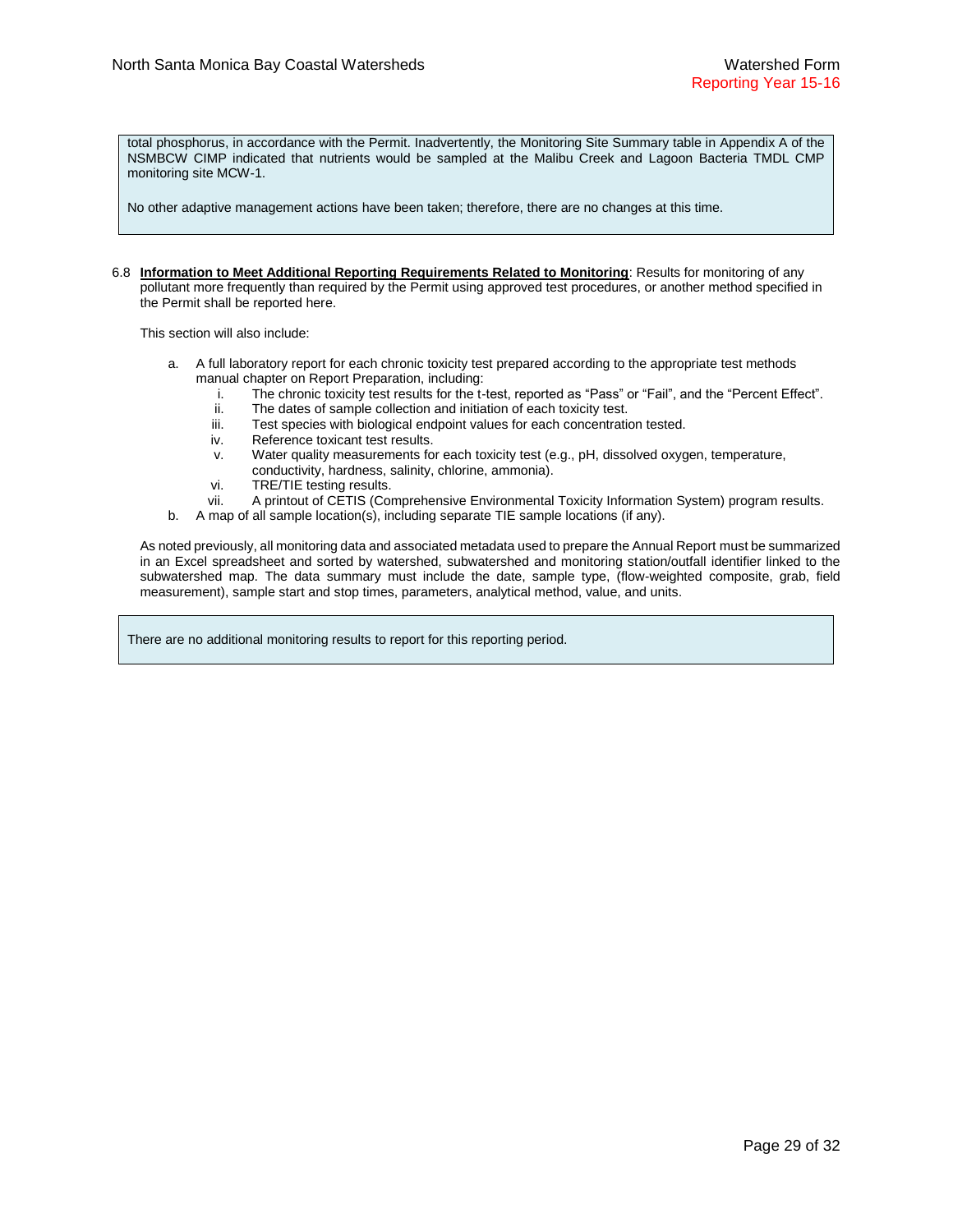total phosphorus, in accordance with the Permit. Inadvertently, the Monitoring Site Summary table in Appendix A of the NSMBCW CIMP indicated that nutrients would be sampled at the Malibu Creek and Lagoon Bacteria TMDL CMP monitoring site MCW-1.

No other adaptive management actions have been taken; therefore, there are no changes at this time.

6.8 **Information to Meet Additional Reporting Requirements Related to Monitoring**: Results for monitoring of any pollutant more frequently than required by the Permit using approved test procedures, or another method specified in the Permit shall be reported here.

This section will also include:

a. A full laboratory report for each chronic toxicity test prepared according to the appropriate test methods manual chapter on Report Preparation, including:
   i. The chronic toxicity test results for the t-test, reported as "Pass" or "Fail", and the "Percent Effect".
   ii. The dates of sample collection and initiation of each toxicity test.
   iii. Test species with biological endpoint values for each concentration tested.
   iv. Reference toxicant test results.
   v. Water quality measurements for each toxicity test (e.g., pH, dissolved oxygen, temperature, conductivity, hardness, salinity, chlorine, ammonia).
   vi. TRE/TIE testing results.
   vii. A printout of CETIS (Comprehensive Environmental Toxicity Information System) program results.
b. A map of all sample location(s), including separate TIE sample locations (if any).

As noted previously, all monitoring data and associated metadata used to prepare the Annual Report must be summarized in an Excel spreadsheet and sorted by watershed, subwatershed and monitoring station/outfall identifier linked to the subwatershed map. The data summary must include the date, sample type, (flow-weighted composite, grab, field measurement), sample start and stop times, parameters, analytical method, value, and units.

There are no additional monitoring results to report for this reporting period.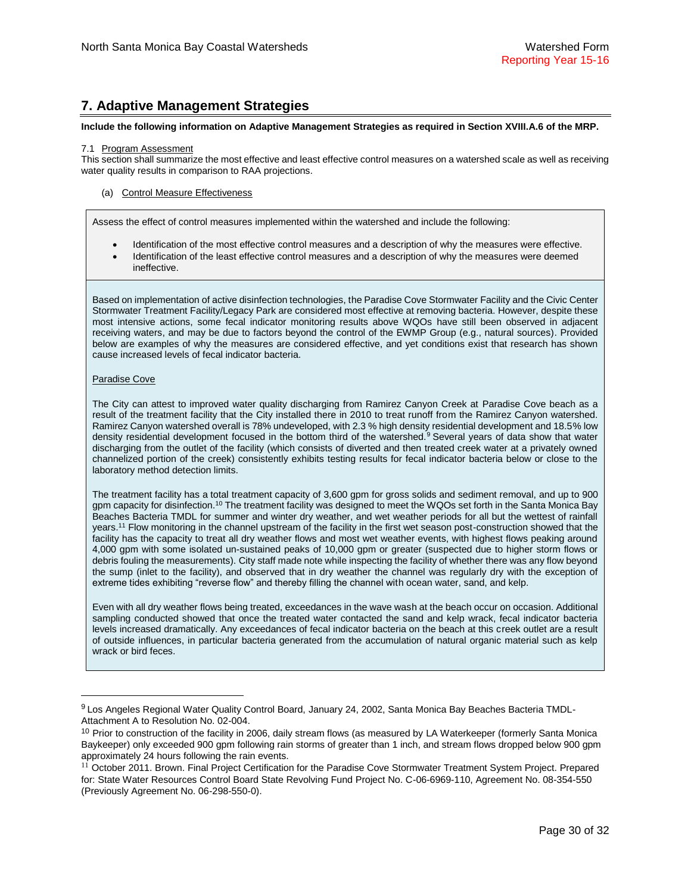## 7. Adaptive Management Strategies

**Include the following information on Adaptive Management Strategies as required in Section XVIII.A.6 of the MRP.**

7.1 Program Assessment

This section shall summarize the most effective and least effective control measures on a watershed scale as well as receiving water quality results in comparison to RAA projections.

(a) Control Measure Effectiveness

Assess the effect of control measures implemented within the watershed and include the following:

- Identification of the most effective control measures and a description of why the measures were effective.
- Identification of the least effective control measures and a description of why the measures were deemed ineffective.

Based on implementation of active disinfection technologies, the Paradise Cove Stormwater Facility and the Civic Center Stormwater Treatment Facility/Legacy Park are considered most effective at removing bacteria. However, despite these most intensive actions, some fecal indicator monitoring results above WQOs have still been observed in adjacent receiving waters, and may be due to factors beyond the control of the EWMP Group (e.g., natural sources). Provided below are examples of why the measures are considered effective, and yet conditions exist that research has shown cause increased levels of fecal indicator bacteria.

Paradise Cove

The City can attest to improved water quality discharging from Ramirez Canyon Creek at Paradise Cove beach as a result of the treatment facility that the City installed there in 2010 to treat runoff from the Ramirez Canyon watershed. Ramirez Canyon watershed overall is 78% undeveloped, with 2.3 % high density residential development and 18.5% low density residential development focused in the bottom third of the watershed.[9] Several years of data show that water discharging from the outlet of the facility (which consists of diverted and then treated creek water at a privately owned channelized portion of the creek) consistently exhibits testing results for fecal indicator bacteria below or close to the laboratory method detection limits.

The treatment facility has a total treatment capacity of 3,600 gpm for gross solids and sediment removal, and up to 900 gpm capacity for disinfection.[10] The treatment facility was designed to meet the WQOs set forth in the Santa Monica Bay Beaches Bacteria TMDL for summer and winter dry weather, and wet weather periods for all but the wettest of rainfall years.[11] Flow monitoring in the channel upstream of the facility in the first wet season post-construction showed that the facility has the capacity to treat all dry weather flows and most wet weather events, with highest flows peaking around 4,000 gpm with some isolated un-sustained peaks of 10,000 gpm or greater (suspected due to higher storm flows or debris fouling the measurements). City staff made note while inspecting the facility of whether there was any flow beyond the sump (inlet to the facility), and observed that in dry weather the channel was regularly dry with the exception of extreme tides exhibiting "reverse flow" and thereby filling the channel with ocean water, sand, and kelp.

Even with all dry weather flows being treated, exceedances in the wave wash at the beach occur on occasion. Additional sampling conducted showed that once the treated water contacted the sand and kelp wrack, fecal indicator bacteria levels increased dramatically. Any exceedances of fecal indicator bacteria on the beach at this creek outlet are a result of outside influences, in particular bacteria generated from the accumulation of natural organic material such as kelp wrack or bird feces.

---

[9] Los Angeles Regional Water Quality Control Board, January 24, 2002, Santa Monica Bay Beaches Bacteria TMDL-Attachment A to Resolution No. 02-004.

[10] Prior to construction of the facility in 2006, daily stream flows (as measured by LA Waterkeeper (formerly Santa Monica Baykeeper) only exceeded 900 gpm following rain storms of greater than 1 inch, and stream flows dropped below 900 gpm approximately 24 hours following the rain events.

[11] October 2011. Brown. Final Project Certification for the Paradise Cove Stormwater Treatment System Project. Prepared for: State Water Resources Control Board State Revolving Fund Project No. C-06-6969-110, Agreement No. 08-354-550 (Previously Agreement No. 06-298-550-0).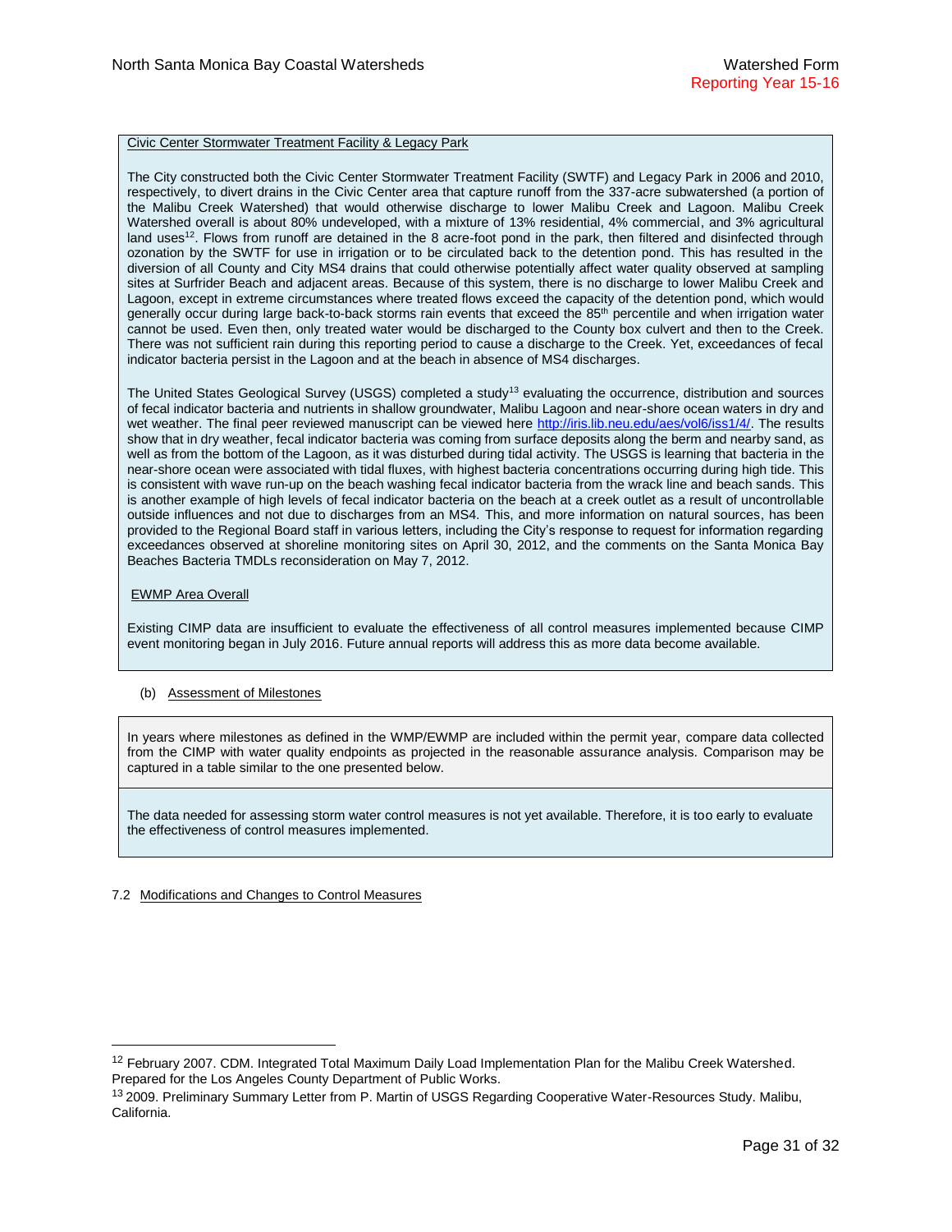Civic Center Stormwater Treatment Facility & Legacy Park

The City constructed both the Civic Center Stormwater Treatment Facility (SWTF) and Legacy Park in 2006 and 2010, respectively, to divert drains in the Civic Center area that capture runoff from the 337-acre subwatershed (a portion of the Malibu Creek Watershed) that would otherwise discharge to lower Malibu Creek and Lagoon. Malibu Creek Watershed overall is about 80% undeveloped, with a mixture of 13% residential, 4% commercial, and 3% agricultural land uses[12]. Flows from runoff are detained in the 8 acre-foot pond in the park, then filtered and disinfected through ozonation by the SWTF for use in irrigation or to be circulated back to the detention pond. This has resulted in the diversion of all County and City MS4 drains that could otherwise potentially affect water quality observed at sampling sites at Surfrider Beach and adjacent areas. Because of this system, there is no discharge to lower Malibu Creek and Lagoon, except in extreme circumstances where treated flows exceed the capacity of the detention pond, which would generally occur during large back-to-back storms rain events that exceed the 85th percentile and when irrigation water cannot be used. Even then, only treated water would be discharged to the County box culvert and then to the Creek. There was not sufficient rain during this reporting period to cause a discharge to the Creek. Yet, exceedances of fecal indicator bacteria persist in the Lagoon and at the beach in absence of MS4 discharges.

The United States Geological Survey (USGS) completed a study[13] evaluating the occurrence, distribution and sources of fecal indicator bacteria and nutrients in shallow groundwater, Malibu Lagoon and near-shore ocean waters in dry and wet weather. The final peer reviewed manuscript can be viewed here http://iris.lib.neu.edu/aes/vol6/iss1/4/. The results show that in dry weather, fecal indicator bacteria was coming from surface deposits along the berm and nearby sand, as well as from the bottom of the Lagoon, as it was disturbed during tidal activity. The USGS is learning that bacteria in the near-shore ocean were associated with tidal fluxes, with highest bacteria concentrations occurring during high tide. This is consistent with wave run-up on the beach washing fecal indicator bacteria from the wrack line and beach sands. This is another example of high levels of fecal indicator bacteria on the beach at a creek outlet as a result of uncontrollable outside influences and not due to discharges from an MS4. This, and more information on natural sources, has been provided to the Regional Board staff in various letters, including the City's response to request for information regarding exceedances observed at shoreline monitoring sites on April 30, 2012, and the comments on the Santa Monica Bay Beaches Bacteria TMDLs reconsideration on May 7, 2012.

EWMP Area Overall

Existing CIMP data are insufficient to evaluate the effectiveness of all control measures implemented because CIMP event monitoring began in July 2016. Future annual reports will address this as more data become available.

(b) Assessment of Milestones

In years where milestones as defined in the WMP/EWMP are included within the permit year, compare data collected from the CIMP with water quality endpoints as projected in the reasonable assurance analysis. Comparison may be captured in a table similar to the one presented below.

The data needed for assessing storm water control measures is not yet available. Therefore, it is too early to evaluate the effectiveness of control measures implemented.

## 7.2 Modifications and Changes to Control Measures

---

[12] February 2007. CDM. Integrated Total Maximum Daily Load Implementation Plan for the Malibu Creek Watershed. Prepared for the Los Angeles County Department of Public Works.

[13] 2009. Preliminary Summary Letter from P. Martin of USGS Regarding Cooperative Water-Resources Study. Malibu, California.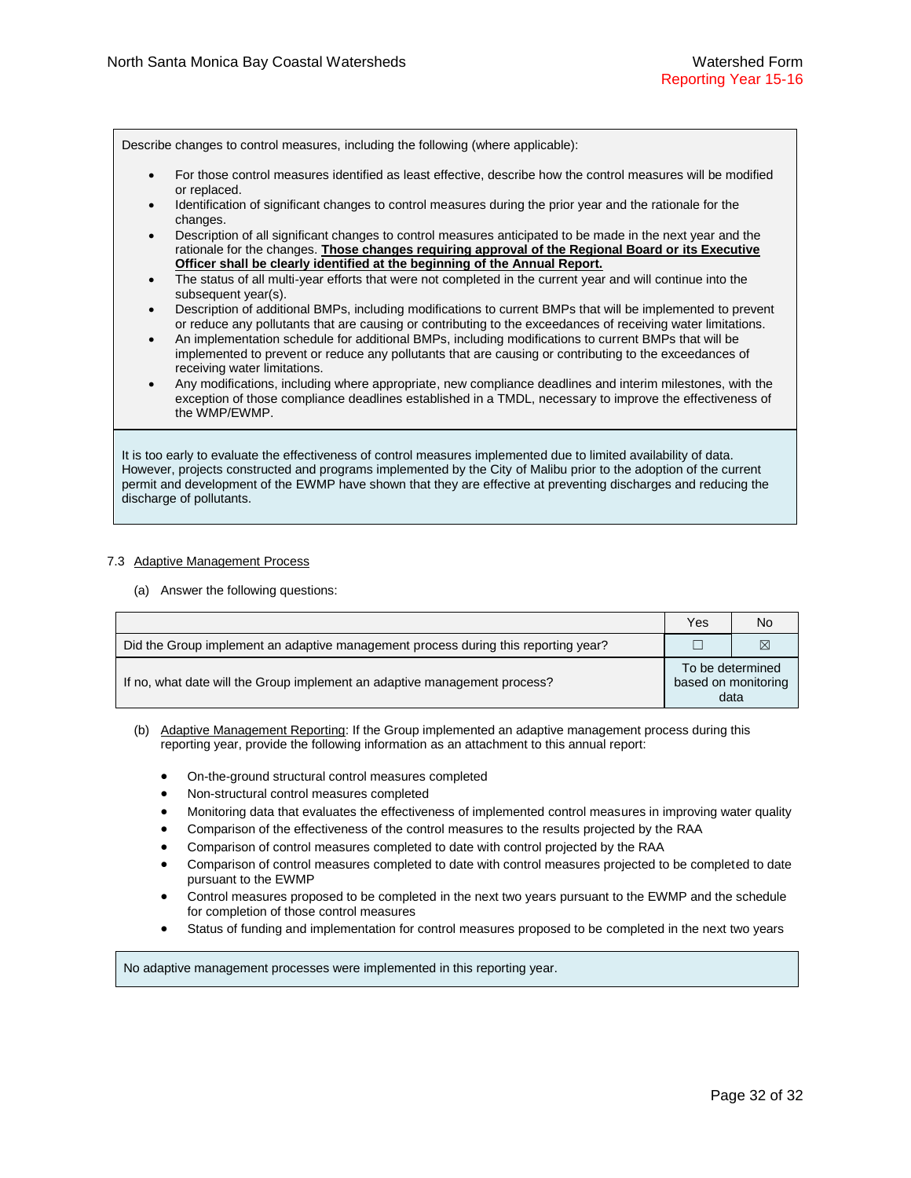Describe changes to control measures, including the following (where applicable):

- For those control measures identified as least effective, describe how the control measures will be modified or replaced.
- Identification of significant changes to control measures during the prior year and the rationale for the changes.
- Description of all significant changes to control measures anticipated to be made in the next year and the rationale for the changes. **Those changes requiring approval of the Regional Board or its Executive Officer shall be clearly identified at the beginning of the Annual Report.**
- The status of all multi-year efforts that were not completed in the current year and will continue into the subsequent year(s).
- Description of additional BMPs, including modifications to current BMPs that will be implemented to prevent or reduce any pollutants that are causing or contributing to the exceedances of receiving water limitations.
- An implementation schedule for additional BMPs, including modifications to current BMPs that will be implemented to prevent or reduce any pollutants that are causing or contributing to the exceedances of receiving water limitations.
- Any modifications, including where appropriate, new compliance deadlines and interim milestones, with the exception of those compliance deadlines established in a TMDL, necessary to improve the effectiveness of the WMP/EWMP.

It is too early to evaluate the effectiveness of control measures implemented due to limited availability of data. However, projects constructed and programs implemented by the City of Malibu prior to the adoption of the current permit and development of the EWMP have shown that they are effective at preventing discharges and reducing the discharge of pollutants.

7.3 Adaptive Management Process

(a) Answer the following questions:

| | Yes | No |
|---|---|---|
| Did the Group implement an adaptive management process during this reporting year? | ☐ | ☒ |
| If no, what date will the Group implement an adaptive management process? | To be determined based on monitoring data | |

(b) Adaptive Management Reporting: If the Group implemented an adaptive management process during this reporting year, provide the following information as an attachment to this annual report:

- On-the-ground structural control measures completed
- Non-structural control measures completed
- Monitoring data that evaluates the effectiveness of implemented control measures in improving water quality
- Comparison of the effectiveness of the control measures to the results projected by the RAA
- Comparison of control measures completed to date with control projected by the RAA
- Comparison of control measures completed to date with control measures projected to be completed to date pursuant to the EWMP
- Control measures proposed to be completed in the next two years pursuant to the EWMP and the schedule for completion of those control measures
- Status of funding and implementation for control measures proposed to be completed in the next two years

No adaptive management processes were implemented in this reporting year.